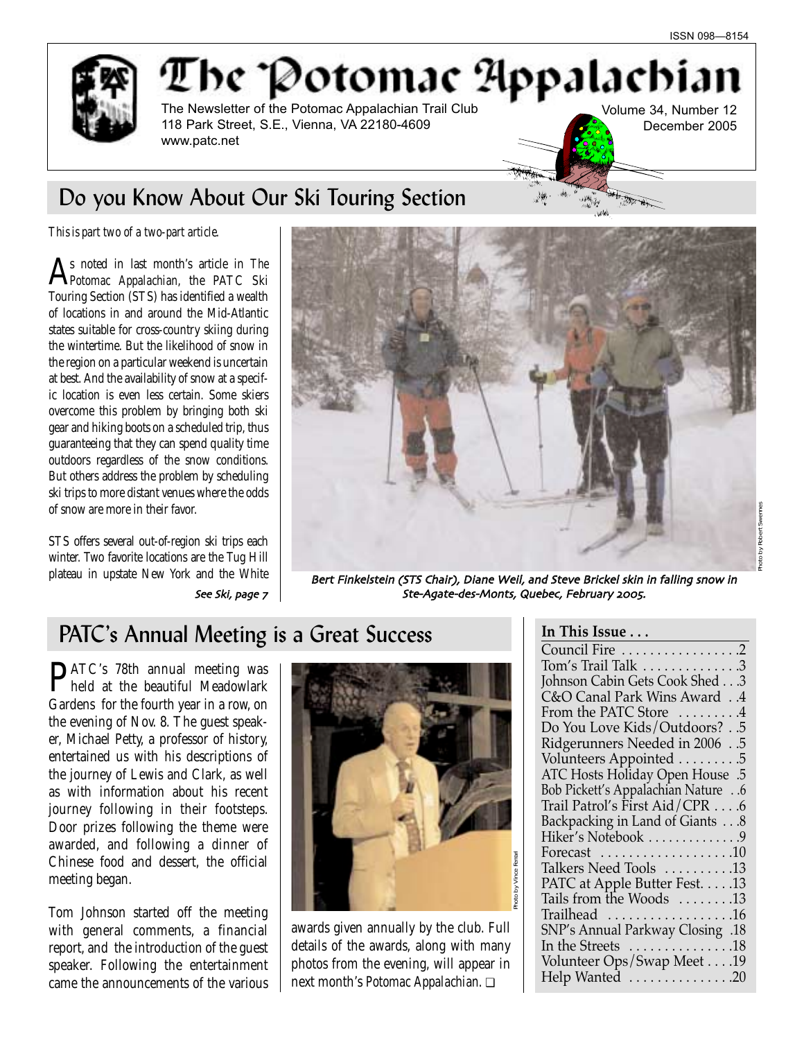ISSN 098—8154

# The Potomac Appalachian

The Newsletter of the Potomac Appalachian Trail Club
118 Park Street, S.E., Vienna, VA 22180-4609
www.patc.net

Volume 34, Number 12
December 2005

## Do you Know About Our Ski Touring Section

*This is part two of a two-part article.*

As noted in last month's article in *The Potomac Appalachian*, the PATC Ski Touring Section (STS) has identified a wealth of locations in and around the Mid-Atlantic states suitable for cross-country skiing during the wintertime. But the likelihood of snow in the region on a particular weekend is uncertain at best. And the availability of snow at a specific location is even less certain. Some skiers overcome this problem by bringing both ski gear and hiking boots on a scheduled trip, thus guaranteeing that they can spend quality time outdoors regardless of the snow conditions. But others address the problem by scheduling ski trips to more distant venues where the odds of snow are more in their favor.

STS offers several out-of-region ski trips each winter. Two favorite locations are the Tug Hill plateau in upstate New York and the White

*See Ski, page 7*

Bert Finkelstein (STS Chair), Diane Weil, and Steve Brickel skin in falling snow in Ste-Agate-des-Monts, Quebec, February 2005.

Photo by Robert Swennes

## PATC's Annual Meeting is a Great Success

PATC's 78th annual meeting was held at the beautiful Meadowlark Gardens for the fourth year in a row, on the evening of Nov. 8. The guest speaker, Michael Petty, a professor of history, entertained us with his descriptions of the journey of Lewis and Clark, as well as with information about his recent journey following in their footsteps. Door prizes following the theme were awarded, and following a dinner of Chinese food and dessert, the official meeting began.

Tom Johnson started off the meeting with general comments, a financial report, and the introduction of the guest speaker. Following the entertainment came the announcements of the various awards given annually by the club. Full details of the awards, along with many photos from the evening, will appear in next month's *Potomac Appalachian*. ❑

Photo by Vince Ferrari

**In This Issue . . .**

- Council Fire . . . . . . . . . . . . . . . . 2
- Tom's Trail Talk . . . . . . . . . . . . . 3
- Johnson Cabin Gets Cook Shed . . . 3
- C&O Canal Park Wins Award . . 4
- From the PATC Store . . . . . . . . 4
- Do You Love Kids/Outdoors? . . 5
- Ridgerunners Needed in 2006 . . 5
- Volunteers Appointed . . . . . . . . 5
- ATC Hosts Holiday Open House . 5
- Bob Pickett's Appalachian Nature . . 6
- Trail Patrol's First Aid/CPR . . . . 6
- Backpacking in Land of Giants . . . 8
- Hiker's Notebook . . . . . . . . . . . . 9
- Forecast . . . . . . . . . . . . . . . . . . 10
- Talkers Need Tools . . . . . . . . . 13
- PATC at Apple Butter Fest. . . . . 13
- Tails from the Woods . . . . . . . . 13
- Trailhead . . . . . . . . . . . . . . . . . 16
- SNP's Annual Parkway Closing . 18
- In the Streets . . . . . . . . . . . . . . 18
- Volunteer Ops/Swap Meet . . . . 19
- Help Wanted . . . . . . . . . . . . . . 20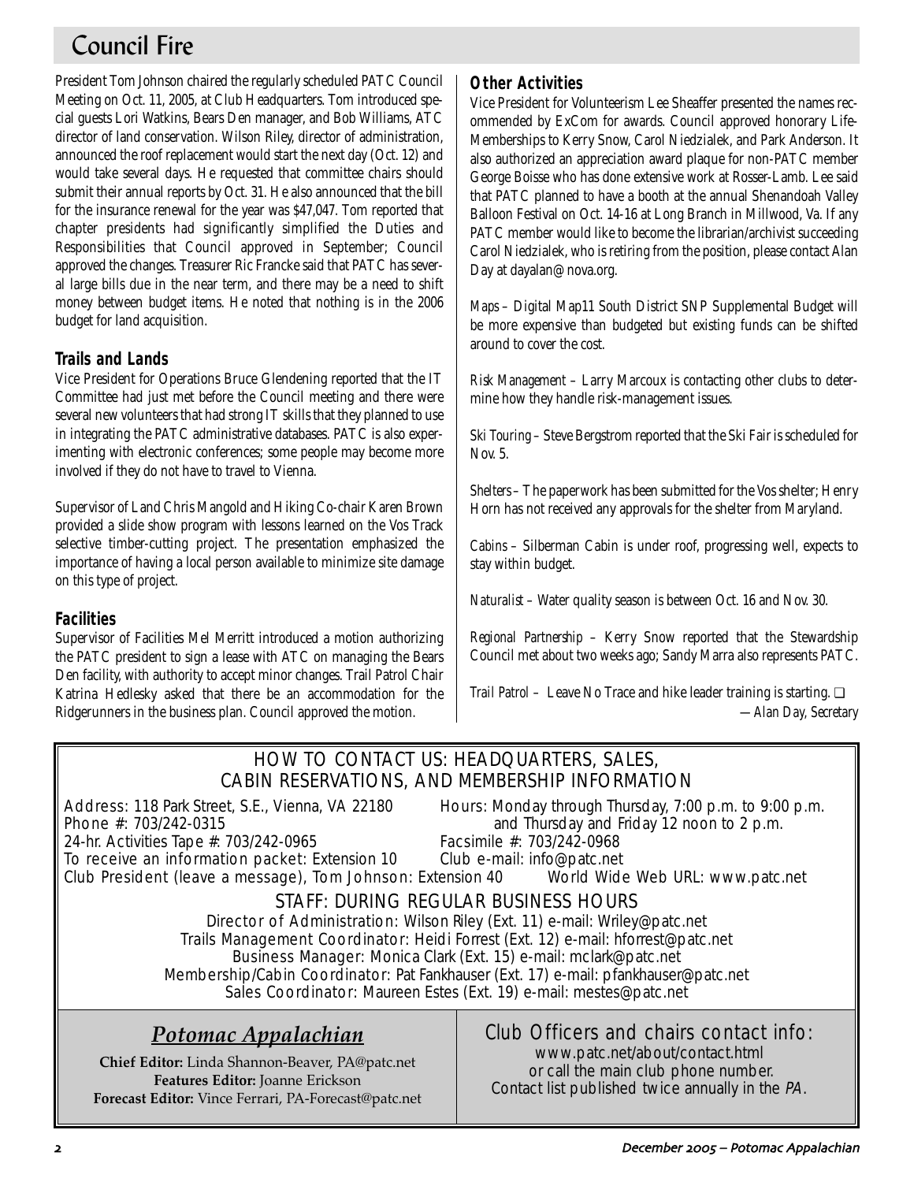# Council Fire

President Tom Johnson chaired the regularly scheduled PATC Council Meeting on Oct. 11, 2005, at Club Headquarters. Tom introduced special guests Lori Watkins, Bears Den manager, and Bob Williams, ATC director of land conservation. Wilson Riley, director of administration, announced the roof replacement would start the next day (Oct. 12) and would take several days. He requested that committee chairs should submit their annual reports by Oct. 31. He also announced that the bill for the insurance renewal for the year was $47,047. Tom reported that chapter presidents had significantly simplified the Duties and Responsibilities that Council approved in September; Council approved the changes. Treasurer Ric Francke said that PATC has several large bills due in the near term, and there may be a need to shift money between budget items. He noted that nothing is in the 2006 budget for land acquisition.

## Trails and Lands

Vice President for Operations Bruce Glendening reported that the IT Committee had just met before the Council meeting and there were several new volunteers that had strong IT skills that they planned to use in integrating the PATC administrative databases. PATC is also experimenting with electronic conferences; some people may become more involved if they do not have to travel to Vienna.

Supervisor of Land Chris Mangold and Hiking Co-chair Karen Brown provided a slide show program with lessons learned on the Vos Track selective timber-cutting project. The presentation emphasized the importance of having a local person available to minimize site damage on this type of project.

## Facilities

Supervisor of Facilities Mel Merritt introduced a motion authorizing the PATC president to sign a lease with ATC on managing the Bears Den facility, with authority to accept minor changes. Trail Patrol Chair Katrina Hedlesky asked that there be an accommodation for the Ridgerunners in the business plan. Council approved the motion.

## Other Activities

Vice President for Volunteerism Lee Sheaffer presented the names recommended by ExCom for awards. Council approved honorary Life-Memberships to Kerry Snow, Carol Niedzialek, and Park Anderson. It also authorized an appreciation award plaque for non-PATC member George Boisse who has done extensive work at Rosser-Lamb. Lee said that PATC planned to have a booth at the annual Shenandoah Valley Balloon Festival on Oct. 14-16 at Long Branch in Millwood, Va. If any PATC member would like to become the librarian/archivist succeeding Carol Niedzialek, who is retiring from the position, please contact Alan Day at dayalan@nova.org.

*Maps* – Digital Map11 South District SNP Supplemental Budget will be more expensive than budgeted but existing funds can be shifted around to cover the cost.

*Risk Management* – Larry Marcoux is contacting other clubs to determine how they handle risk-management issues.

*Ski Touring* – Steve Bergstrom reported that the Ski Fair is scheduled for Nov. 5.

*Shelters* – The paperwork has been submitted for the Vos shelter; Henry Horn has not received any approvals for the shelter from Maryland.

*Cabins* – Silberman Cabin is under roof, progressing well, expects to stay within budget.

*Naturalist* – Water quality season is between Oct. 16 and Nov. 30.

*Regional Partnership* – Kerry Snow reported that the Stewardship Council met about two weeks ago; Sandy Marra also represents PATC.

*Trail Patrol* – Leave No Trace and hike leader training is starting. ❑

*—Alan Day, Secretary*

## HOW TO CONTACT US: HEADQUARTERS, SALES, CABIN RESERVATIONS, AND MEMBERSHIP INFORMATION

Address: 118 Park Street, S.E., Vienna, VA 22180
Phone #: 703/242-0315
24-hr. Activities Tape #: 703/242-0965
To receive an information packet: Extension 10
Club President (leave a message), Tom Johnson: Extension 40

Hours: Monday through Thursday, 7:00 p.m. to 9:00 p.m. and Thursday and Friday 12 noon to 2 p.m.
Facsimile #: 703/242-0968
Club e-mail: info@patc.net
World Wide Web URL: www.patc.net

### STAFF: DURING REGULAR BUSINESS HOURS

Director of Administration: Wilson Riley (Ext. 11) e-mail: Wriley@patc.net
Trails Management Coordinator: Heidi Forrest (Ext. 12) e-mail: hforrest@patc.net
Business Manager: Monica Clark (Ext. 15) e-mail: mclark@patc.net
Membership/Cabin Coordinator: Pat Fankhauser (Ext. 17) e-mail: pfankhauser@patc.net
Sales Coordinator: Maureen Estes (Ext. 19) e-mail: mestes@patc.net

### *Potomac Appalachian*

**Chief Editor:** Linda Shannon-Beaver, PA@patc.net
**Features Editor:** Joanne Erickson
**Forecast Editor:** Vince Ferrari, PA-Forecast@patc.net

### Club Officers and chairs contact info:

www.patc.net/about/contact.html
or call the main club phone number.
Contact list published twice annually in the *PA*.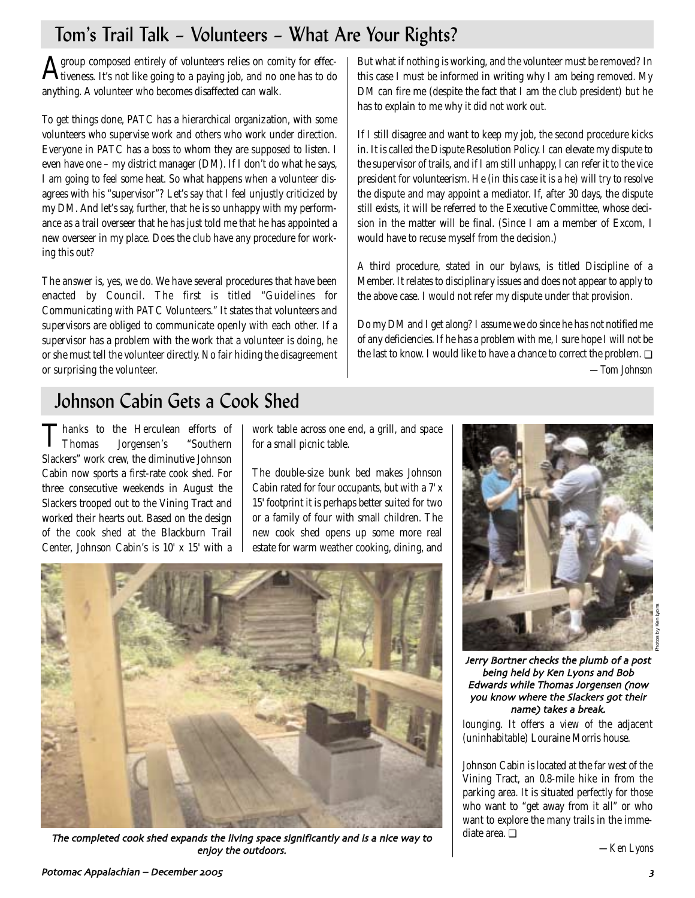## Tom's Trail Talk – Volunteers – What Are Your Rights?

A group composed entirely of volunteers relies on comity for effectiveness. It's not like going to a paying job, and no one has to do anything. A volunteer who becomes disaffected can walk.

To get things done, PATC has a hierarchical organization, with some volunteers who supervise work and others who work under direction. Everyone in PATC has a boss to whom they are supposed to listen. I even have one – my district manager (DM). If I don't do what he says, I am going to feel some heat. So what happens when a volunteer disagrees with his "supervisor"? Let's say that I feel unjustly criticized by my DM. And let's say, further, that he is so unhappy with my performance as a trail overseer that he has just told me that he has appointed a new overseer in my place. Does the club have any procedure for working this out?

The answer is, yes, we do. We have several procedures that have been enacted by Council. The first is titled "Guidelines for Communicating with PATC Volunteers." It states that volunteers and supervisors are obliged to communicate openly with each other. If a supervisor has a problem with the work that a volunteer is doing, he or she must tell the volunteer directly. No fair hiding the disagreement or surprising the volunteer.

But what if nothing is working, and the volunteer must be removed? In this case I must be informed in writing why I am being removed. My DM can fire me (despite the fact that I am the club president) but he has to explain to me why it did not work out.

If I still disagree and want to keep my job, the second procedure kicks in. It is called the Dispute Resolution Policy. I can elevate my dispute to the supervisor of trails, and if I am still unhappy, I can refer it to the vice president for volunteerism. He (in this case it is a he) will try to resolve the dispute and may appoint a mediator. If, after 30 days, the dispute still exists, it will be referred to the Executive Committee, whose decision in the matter will be final. (Since I am a member of Excom, I would have to recuse myself from the decision.)

A third procedure, stated in our bylaws, is titled Discipline of a Member. It relates to disciplinary issues and does not appear to apply to the above case. I would not refer my dispute under that provision.

Do my DM and I get along? I assume we do since he has not notified me of any deficiencies. If he has a problem with me, I sure hope I will not be the last to know. I would like to have a chance to correct the problem. ❑

*—Tom Johnson*

## Johnson Cabin Gets a Cook Shed

Thanks to the Herculean efforts of Thomas Jorgensen's "Southern Slackers" work crew, the diminutive Johnson Cabin now sports a first-rate cook shed. For three consecutive weekends in August the Slackers trooped out to the Vining Tract and worked their hearts out. Based on the design of the cook shed at the Blackburn Trail Center, Johnson Cabin's is 10' x 15' with a work table across one end, a grill, and space for a small picnic table.

The double-size bunk bed makes Johnson Cabin rated for four occupants, but with a 7' x 15' footprint it is perhaps better suited for two or a family of four with small children. The new cook shed opens up some more real estate for warm weather cooking, dining, and lounging. It offers a view of the adjacent (uninhabitable) Louraine Morris house.

*The completed cook shed expands the living space significantly and is a nice way to enjoy the outdoors.*

*Jerry Bortner checks the plumb of a post being held by Ken Lyons and Bob Edwards while Thomas Jorgensen (now you know where the Slackers got their name) takes a break.*

Photos by Ken Lyons

Johnson Cabin is located at the far west of the Vining Tract, an 0.8-mile hike in from the parking area. It is situated perfectly for those who want to "get away from it all" or who want to explore the many trails in the immediate area. ❑

*—Ken Lyons*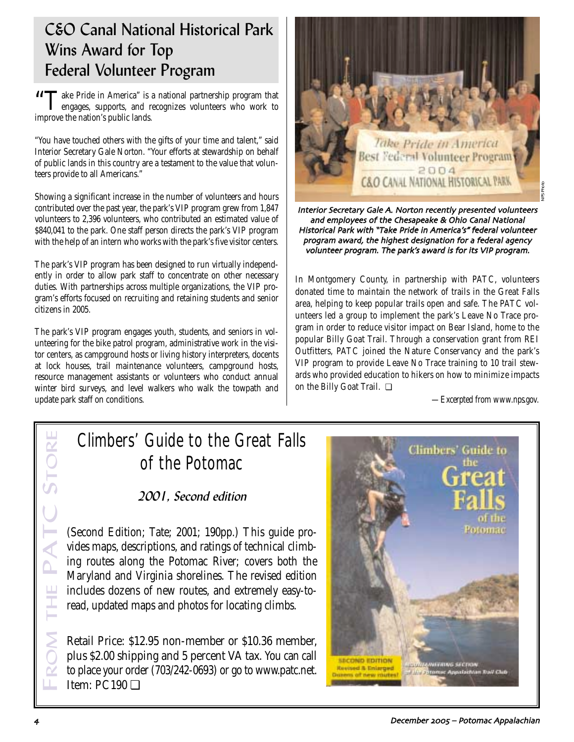## C&O Canal National Historical Park Wins Award for Top Federal Volunteer Program

"Take Pride in America" is a national partnership program that engages, supports, and recognizes volunteers who work to improve the nation's public lands.

"You have touched others with the gifts of your time and talent," said Interior Secretary Gale Norton. "Your efforts at stewardship on behalf of public lands in this country are a testament to the value that volunteers provide to all Americans."

Showing a significant increase in the number of volunteers and hours contributed over the past year, the park's VIP program grew from 1,847 volunteers to 2,396 volunteers, who contributed an estimated value of $840,041 to the park. One staff person directs the park's VIP program with the help of an intern who works with the park's five visitor centers.

The park's VIP program has been designed to run virtually independently in order to allow park staff to concentrate on other necessary duties. With partnerships across multiple organizations, the VIP program's efforts focused on recruiting and retaining students and senior citizens in 2005.

The park's VIP program engages youth, students, and seniors in volunteering for the bike patrol program, administrative work in the visitor centers, as campground hosts or living history interpreters, docents at lock houses, trail maintenance volunteers, campground hosts, resource management assistants or volunteers who conduct annual winter bird surveys, and level walkers who walk the towpath and update park staff on conditions.

NPS Photo

*Interior Secretary Gale A. Norton recently presented volunteers and employees of the Chesapeake & Ohio Canal National Historical Park with "Take Pride in America's" federal volunteer program award, the highest designation for a federal agency volunteer program. The park's award is for its VIP program.*

In Montgomery County, in partnership with PATC, volunteers donated time to maintain the network of trails in the Great Falls area, helping to keep popular trails open and safe. The PATC volunteers led a group to implement the park's Leave No Trace program in order to reduce visitor impact on Bear Island, home to the popular Billy Goat Trail. Through a conservation grant from REI Outfitters, PATC joined the Nature Conservancy and the park's VIP program to provide Leave No Trace training to 10 trail stewards who provided education to hikers on how to minimize impacts on the Billy Goat Trail. ❑

—*Excerpted from www.nps.gov.*

---

**FROM THE PATC STORE**

## Climbers' Guide to the Great Falls of the Potomac

### 2001, Second edition

(Second Edition; Tate; 2001; 190pp.) This guide provides maps, descriptions, and ratings of technical climbing routes along the Potomac River; covers both the Maryland and Virginia shorelines. The revised edition includes dozens of new routes, and extremely easy-to-read, updated maps and photos for locating climbs.

Retail Price: $12.95 non-member or $10.36 member, plus $2.00 shipping and 5 percent VA tax. You can call to place your order (703/242-0693) or go to www.patc.net. Item: PC190 ❑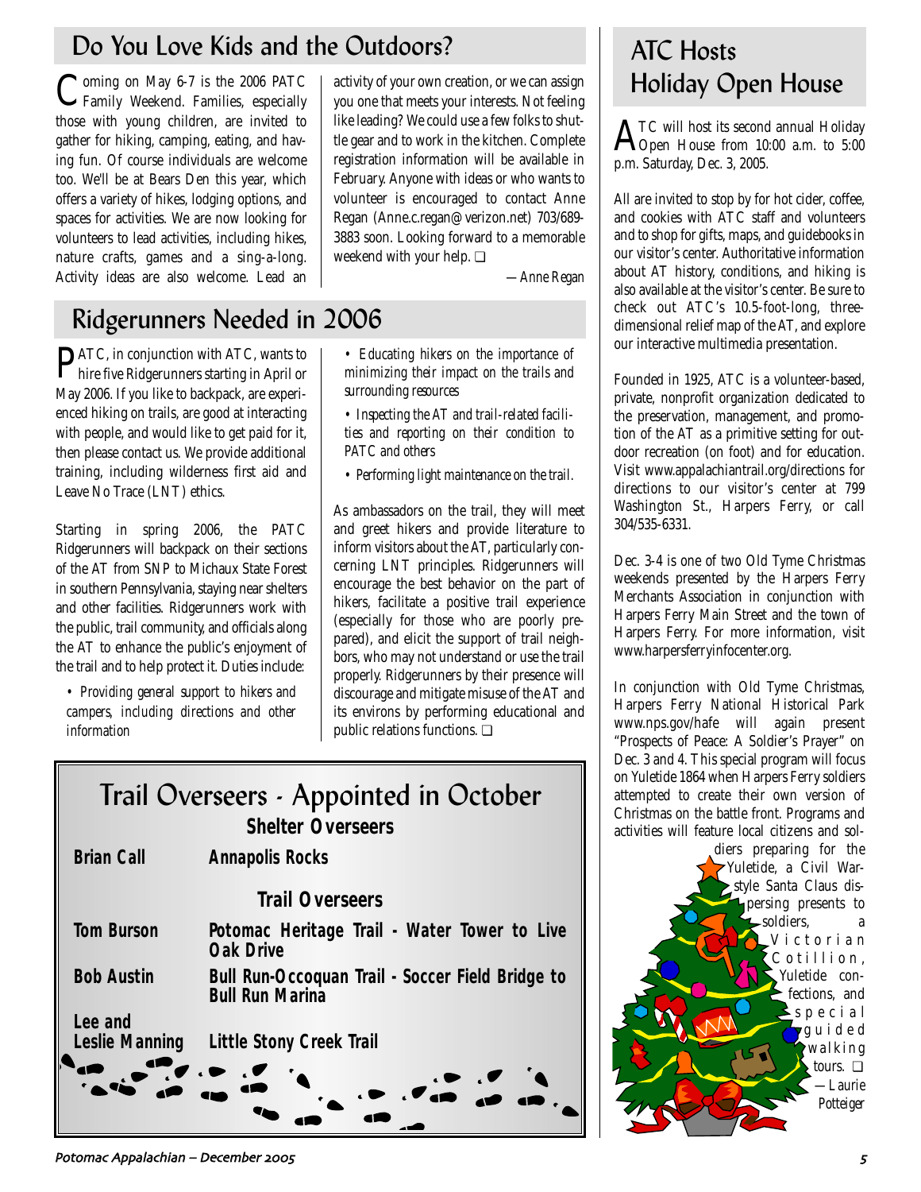## Do You Love Kids and the Outdoors?

Coming on May 6-7 is the 2006 PATC Family Weekend. Families, especially those with young children, are invited to gather for hiking, camping, eating, and having fun. Of course individuals are welcome too. We'll be at Bears Den this year, which offers a variety of hikes, lodging options, and spaces for activities. We are now looking for volunteers to lead activities, including hikes, nature crafts, games and a sing-a-long. Activity ideas are also welcome. Lead an activity of your own creation, or we can assign you one that meets your interests. Not feeling like leading? We could use a few folks to shuttle gear and to work in the kitchen. Complete registration information will be available in February. Anyone with ideas or who wants to volunteer is encouraged to contact Anne Regan (Anne.c.regan@verizon.net) 703/689-3883 soon. Looking forward to a memorable weekend with your help. ❑

*—Anne Regan*

## Ridgerunners Needed in 2006

PATC, in conjunction with ATC, wants to hire five Ridgerunners starting in April or May 2006. If you like to backpack, are experienced hiking on trails, are good at interacting with people, and would like to get paid for it, then please contact us. We provide additional training, including wilderness first aid and Leave No Trace (LNT) ethics.

Starting in spring 2006, the PATC Ridgerunners will backpack on their sections of the AT from SNP to Michaux State Forest in southern Pennsylvania, staying near shelters and other facilities. Ridgerunners work with the public, trail community, and officials along the AT to enhance the public's enjoyment of the trail and to help protect it. Duties include:

- *Providing general support to hikers and campers, including directions and other information*
- *Educating hikers on the importance of minimizing their impact on the trails and surrounding resources*
- *Inspecting the AT and trail-related facilities and reporting on their condition to PATC and others*
- *Performing light maintenance on the trail.*

As ambassadors on the trail, they will meet and greet hikers and provide literature to inform visitors about the AT, particularly concerning LNT principles. Ridgerunners will encourage the best behavior on the part of hikers, facilitate a positive trail experience (especially for those who are poorly prepared), and elicit the support of trail neighbors, who may not understand or use the trail properly. Ridgerunners by their presence will discourage and mitigate misuse of the AT and its environs by performing educational and public relations functions. ❑

## Trail Overseers - Appointed in October

### Shelter Overseers

| | |
|---|---|
| **Brian Call** | **Annapolis Rocks** |

### Trail Overseers

| | |
|---|---|
| **Tom Burson** | **Potomac Heritage Trail - Water Tower to Live Oak Drive** |
| **Bob Austin** | **Bull Run-Occoquan Trail - Soccer Field Bridge to Bull Run Marina** |
| **Lee and Leslie Manning** | **Little Stony Creek Trail** |

## ATC Hosts Holiday Open House

ATC will host its second annual Holiday Open House from 10:00 a.m. to 5:00 p.m. Saturday, Dec. 3, 2005.

All are invited to stop by for hot cider, coffee, and cookies with ATC staff and volunteers and to shop for gifts, maps, and guidebooks in our visitor's center. Authoritative information about AT history, conditions, and hiking is also available at the visitor's center. Be sure to check out ATC's 10.5-foot-long, three-dimensional relief map of the AT, and explore our interactive multimedia presentation.

Founded in 1925, ATC is a volunteer-based, private, nonprofit organization dedicated to the preservation, management, and promotion of the AT as a primitive setting for outdoor recreation (on foot) and for education. Visit www.appalachiantrail.org/directions for directions to our visitor's center at 799 Washington St., Harpers Ferry, or call 304/535-6331.

Dec. 3-4 is one of two Old Tyme Christmas weekends presented by the Harpers Ferry Merchants Association in conjunction with Harpers Ferry Main Street and the town of Harpers Ferry. For more information, visit www.harpersferryinfocenter.org.

In conjunction with Old Tyme Christmas, Harpers Ferry National Historical Park www.nps.gov/hafe will again present "Prospects of Peace: A Soldier's Prayer" on Dec. 3 and 4. This special program will focus on Yuletide 1864 when Harpers Ferry soldiers attempted to create their own version of Christmas on the battle front. Programs and activities will feature local citizens and soldiers preparing for the Yuletide, a Civil War-style Santa Claus dispersing presents to soldiers, a Victorian Cotillion, Yuletide confections, and special guided walking tours. ❑

*—Laurie Potteiger*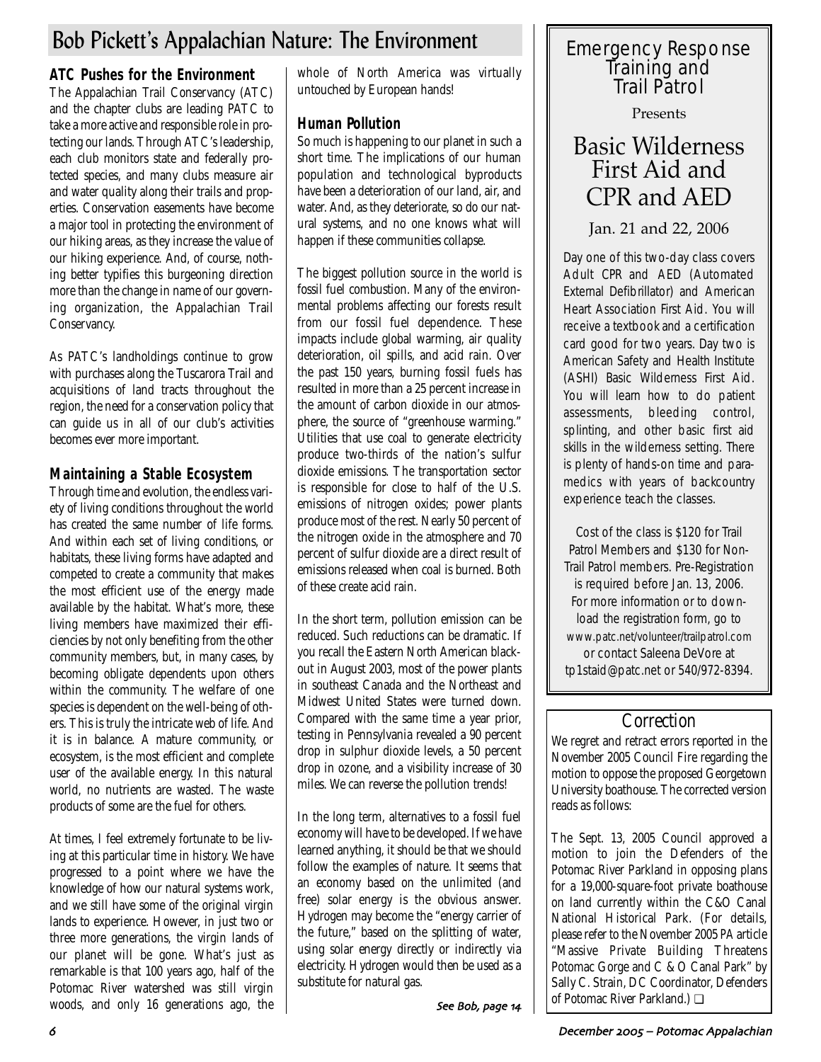# Bob Pickett's Appalachian Nature: The Environment

### ATC Pushes for the Environment

The Appalachian Trail Conservancy (ATC) and the chapter clubs are leading PATC to take a more active and responsible role in protecting our lands. Through ATC's leadership, each club monitors state and federally protected species, and many clubs measure air and water quality along their trails and properties. Conservation easements have become a major tool in protecting the environment of our hiking areas, as they increase the value of our hiking experience. And, of course, nothing better typifies this burgeoning direction more than the change in name of our governing organization, the Appalachian Trail Conservancy.

As PATC's landholdings continue to grow with purchases along the Tuscarora Trail and acquisitions of land tracts throughout the region, the need for a conservation policy that can guide us in all of our club's activities becomes ever more important.

### Maintaining a Stable Ecosystem

Through time and evolution, the endless variety of living conditions throughout the world has created the same number of life forms. And within each set of living conditions, or habitats, these living forms have adapted and competed to create a community that makes the most efficient use of the energy made available by the habitat. What's more, these living members have maximized their efficiencies by not only benefiting from the other community members, but, in many cases, by becoming obligate dependents upon others within the community. The welfare of one species is dependent on the well-being of others. This is truly the intricate web of life. And it is in balance. A mature community, or ecosystem, is the most efficient and complete user of the available energy. In this natural world, no nutrients are wasted. The waste products of some are the fuel for others.

At times, I feel extremely fortunate to be living at this particular time in history. We have progressed to a point where we have the knowledge of how our natural systems work, and we still have some of the original virgin lands to experience. However, in just two or three more generations, the virgin lands of our planet will be gone. What's just as remarkable is that 100 years ago, half of the Potomac River watershed was still virgin woods, and only 16 generations ago, the whole of North America was virtually untouched by European hands!

### Human Pollution

So much is happening to our planet in such a short time. The implications of our human population and technological byproducts have been a deterioration of our land, air, and water. And, as they deteriorate, so do our natural systems, and no one knows what will happen if these communities collapse.

The biggest pollution source in the world is fossil fuel combustion. Many of the environmental problems affecting our forests result from our fossil fuel dependence. These impacts include global warming, air quality deterioration, oil spills, and acid rain. Over the past 150 years, burning fossil fuels has resulted in more than a 25 percent increase in the amount of carbon dioxide in our atmosphere, the source of "greenhouse warming." Utilities that use coal to generate electricity produce two-thirds of the nation's sulfur dioxide emissions. The transportation sector is responsible for close to half of the U.S. emissions of nitrogen oxides; power plants produce most of the rest. Nearly 50 percent of the nitrogen oxide in the atmosphere and 70 percent of sulfur dioxide are a direct result of emissions released when coal is burned. Both of these create acid rain.

In the short term, pollution emission can be reduced. Such reductions can be dramatic. If you recall the Eastern North American blackout in August 2003, most of the power plants in southeast Canada and the Northeast and Midwest United States were turned down. Compared with the same time a year prior, testing in Pennsylvania revealed a 90 percent drop in sulphur dioxide levels, a 50 percent drop in ozone, and a visibility increase of 30 miles. We can reverse the pollution trends!

In the long term, alternatives to a fossil fuel economy will have to be developed. If we have learned anything, it should be that we should follow the examples of nature. It seems that an economy based on the unlimited (and free) solar energy is the obvious answer. Hydrogen may become the "energy carrier of the future," based on the splitting of water, using solar energy directly or indirectly via electricity. Hydrogen would then be used as a substitute for natural gas.

*See Bob, page 14*

---

## Emergency Response Training and Trail Patrol

Presents

## Basic Wilderness First Aid and CPR and AED

Jan. 21 and 22, 2006

Day one of this two-day class covers Adult CPR and AED (Automated External Defibrillator) and American Heart Association First Aid. You will receive a textbook and a certification card good for two years. Day two is American Safety and Health Institute (ASHI) Basic Wilderness First Aid. You will learn how to do patient assessments, bleeding control, splinting, and other basic first aid skills in the wilderness setting. There is plenty of hands-on time and paramedics with years of backcountry experience teach the classes.

Cost of the class is $120 for Trail Patrol Members and $130 for Non-Trail Patrol members. Pre-Registration is required before Jan. 13, 2006. For more information or to download the registration form, go to www.patc.net/volunteer/trailpatrol.com or contact Saleena DeVore at tp1staid@patc.net or 540/972-8394.

---

## Correction

We regret and retract errors reported in the November 2005 Council Fire regarding the motion to oppose the proposed Georgetown University boathouse. The corrected version reads as follows:

The Sept. 13, 2005 Council approved a motion to join the Defenders of the Potomac River Parkland in opposing plans for a 19,000-square-foot private boathouse on land currently within the C&O Canal National Historical Park. (For details, please refer to the November 2005 PA article "Massive Private Building Threatens Potomac Gorge and C & O Canal Park" by Sally C. Strain, DC Coordinator, Defenders of Potomac River Parkland.) ❑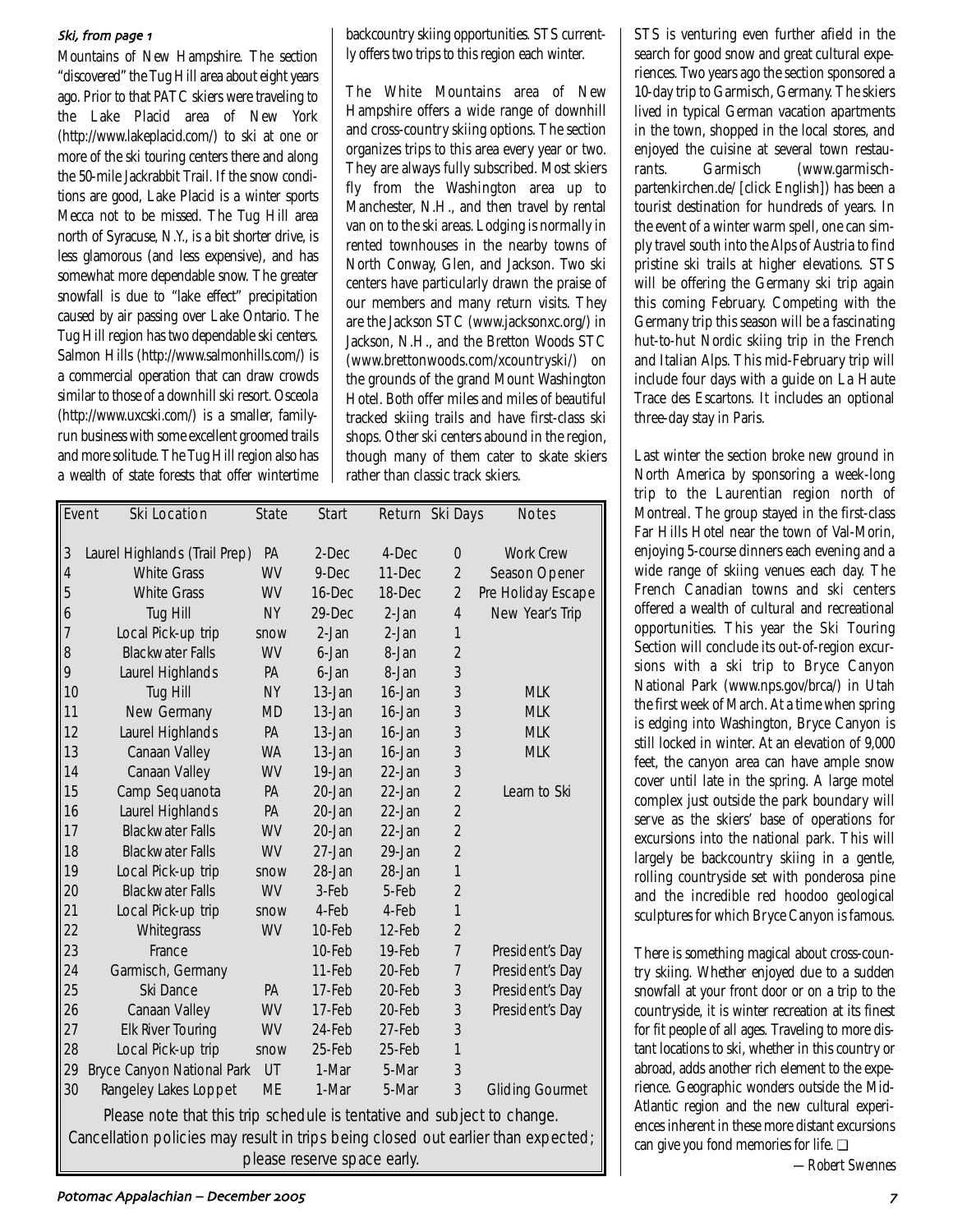*Ski, from page 1*

Mountains of New Hampshire. The section "discovered" the Tug Hill area about eight years ago. Prior to that PATC skiers were traveling to the Lake Placid area of New York (http://www.lakeplacid.com/) to ski at one or more of the ski touring centers there and along the 50-mile Jackrabbit Trail. If the snow conditions are good, Lake Placid is a winter sports Mecca not to be missed. The Tug Hill area north of Syracuse, N.Y., is a bit shorter drive, is less glamorous (and less expensive), and has somewhat more dependable snow. The greater snowfall is due to "lake effect" precipitation caused by air passing over Lake Ontario. The Tug Hill region has two dependable ski centers. Salmon Hills (http://www.salmonhills.com/) is a commercial operation that can draw crowds similar to those of a downhill ski resort. Osceola (http://www.uxcski.com/) is a smaller, family-run business with some excellent groomed trails and more solitude. The Tug Hill region also has a wealth of state forests that offer wintertime backcountry skiing opportunities. STS currently offers two trips to this region each winter.

The White Mountains area of New Hampshire offers a wide range of downhill and cross-country skiing options. The section organizes trips to this area every year or two. They are always fully subscribed. Most skiers fly from the Washington area up to Manchester, N.H., and then travel by rental van on to the ski areas. Lodging is normally in rented townhouses in the nearby towns of North Conway, Glen, and Jackson. Two ski centers have particularly drawn the praise of our members and many return visits. They are the Jackson STC (www.jacksonxc.org/) in Jackson, N.H., and the Bretton Woods STC (www.brettonwoods.com/xcountryski/) on the grounds of the grand Mount Washington Hotel. Both offer miles and miles of beautiful tracked skiing trails and have first-class ski shops. Other ski centers abound in the region, though many of them cater to skate skiers rather than classic track skiers.

| Event | Ski Location | State | Start | Return | Ski Days | Notes |
|---|---|---|---|---|---|---|
| 3 | Laurel Highlands (Trail Prep) | PA | 2-Dec | 4-Dec | 0 | Work Crew |
| 4 | White Grass | WV | 9-Dec | 11-Dec | 2 | Season Opener |
| 5 | White Grass | WV | 16-Dec | 18-Dec | 2 | Pre Holiday Escape |
| 6 | Tug Hill | NY | 29-Dec | 2-Jan | 4 | New Year's Trip |
| 7 | Local Pick-up trip | snow | 2-Jan | 2-Jan | 1 | |
| 8 | Blackwater Falls | WV | 6-Jan | 8-Jan | 2 | |
| 9 | Laurel Highlands | PA | 6-Jan | 8-Jan | 3 | |
| 10 | Tug Hill | NY | 13-Jan | 16-Jan | 3 | MLK |
| 11 | New Germany | MD | 13-Jan | 16-Jan | 3 | MLK |
| 12 | Laurel Highlands | PA | 13-Jan | 16-Jan | 3 | MLK |
| 13 | Canaan Valley | WA | 13-Jan | 16-Jan | 3 | MLK |
| 14 | Canaan Valley | WV | 19-Jan | 22-Jan | 3 | |
| 15 | Camp Sequanota | PA | 20-Jan | 22-Jan | 2 | Learn to Ski |
| 16 | Laurel Highlands | PA | 20-Jan | 22-Jan | 2 | |
| 17 | Blackwater Falls | WV | 20-Jan | 22-Jan | 2 | |
| 18 | Blackwater Falls | WV | 27-Jan | 29-Jan | 2 | |
| 19 | Local Pick-up trip | snow | 28-Jan | 28-Jan | 1 | |
| 20 | Blackwater Falls | WV | 3-Feb | 5-Feb | 2 | |
| 21 | Local Pick-up trip | snow | 4-Feb | 4-Feb | 1 | |
| 22 | Whitegrass | WV | 10-Feb | 12-Feb | 2 | |
| 23 | France | | 10-Feb | 19-Feb | 7 | President's Day |
| 24 | Garmisch, Germany | | 11-Feb | 20-Feb | 7 | President's Day |
| 25 | Ski Dance | PA | 17-Feb | 20-Feb | 3 | President's Day |
| 26 | Canaan Valley | WV | 17-Feb | 20-Feb | 3 | President's Day |
| 27 | Elk River Touring | WV | 24-Feb | 27-Feb | 3 | |
| 28 | Local Pick-up trip | snow | 25-Feb | 25-Feb | 1 | |
| 29 | Bryce Canyon National Park | UT | 1-Mar | 5-Mar | 3 | |
| 30 | Rangeley Lakes Loppet | ME | 1-Mar | 5-Mar | 3 | Gliding Gourmet |

Please note that this trip schedule is tentative and subject to change. Cancellation policies may result in trips being closed out earlier than expected; please reserve space early.

STS is venturing even further afield in the search for good snow and great cultural experiences. Two years ago the section sponsored a 10-day trip to Garmisch, Germany. The skiers lived in typical German vacation apartments in the town, shopped in the local stores, and enjoyed the cuisine at several town restaurants. Garmisch (www.garmisch-partenkirchen.de/ [click English]) has been a tourist destination for hundreds of years. In the event of a winter warm spell, one can simply travel south into the Alps of Austria to find pristine ski trails at higher elevations. STS will be offering the Germany ski trip again this coming February. Competing with the Germany trip this season will be a fascinating hut-to-hut Nordic skiing trip in the French and Italian Alps. This mid-February trip will include four days with a guide on La Haute Trace des Escartons. It includes an optional three-day stay in Paris.

Last winter the section broke new ground in North America by sponsoring a week-long trip to the Laurentian region north of Montreal. The group stayed in the first-class Far Hills Hotel near the town of Val-Morin, enjoying 5-course dinners each evening and a wide range of skiing venues each day. The French Canadian towns and ski centers offered a wealth of cultural and recreational opportunities. This year the Ski Touring Section will conclude its out-of-region excursions with a ski trip to Bryce Canyon National Park (www.nps.gov/brca/) in Utah the first week of March. At a time when spring is edging into Washington, Bryce Canyon is still locked in winter. At an elevation of 9,000 feet, the canyon area can have ample snow cover until late in the spring. A large motel complex just outside the park boundary will serve as the skiers' base of operations for excursions into the national park. This will largely be backcountry skiing in a gentle, rolling countryside set with ponderosa pine and the incredible red hoodoo geological sculptures for which Bryce Canyon is famous.

There is something magical about cross-country skiing. Whether enjoyed due to a sudden snowfall at your front door or on a trip to the countryside, it is winter recreation at its finest for fit people of all ages. Traveling to more distant locations to ski, whether in this country or abroad, adds another rich element to the experience. Geographic wonders outside the Mid-Atlantic region and the new cultural experiences inherent in these more distant excursions can give you fond memories for life. ❑

*—Robert Swennes*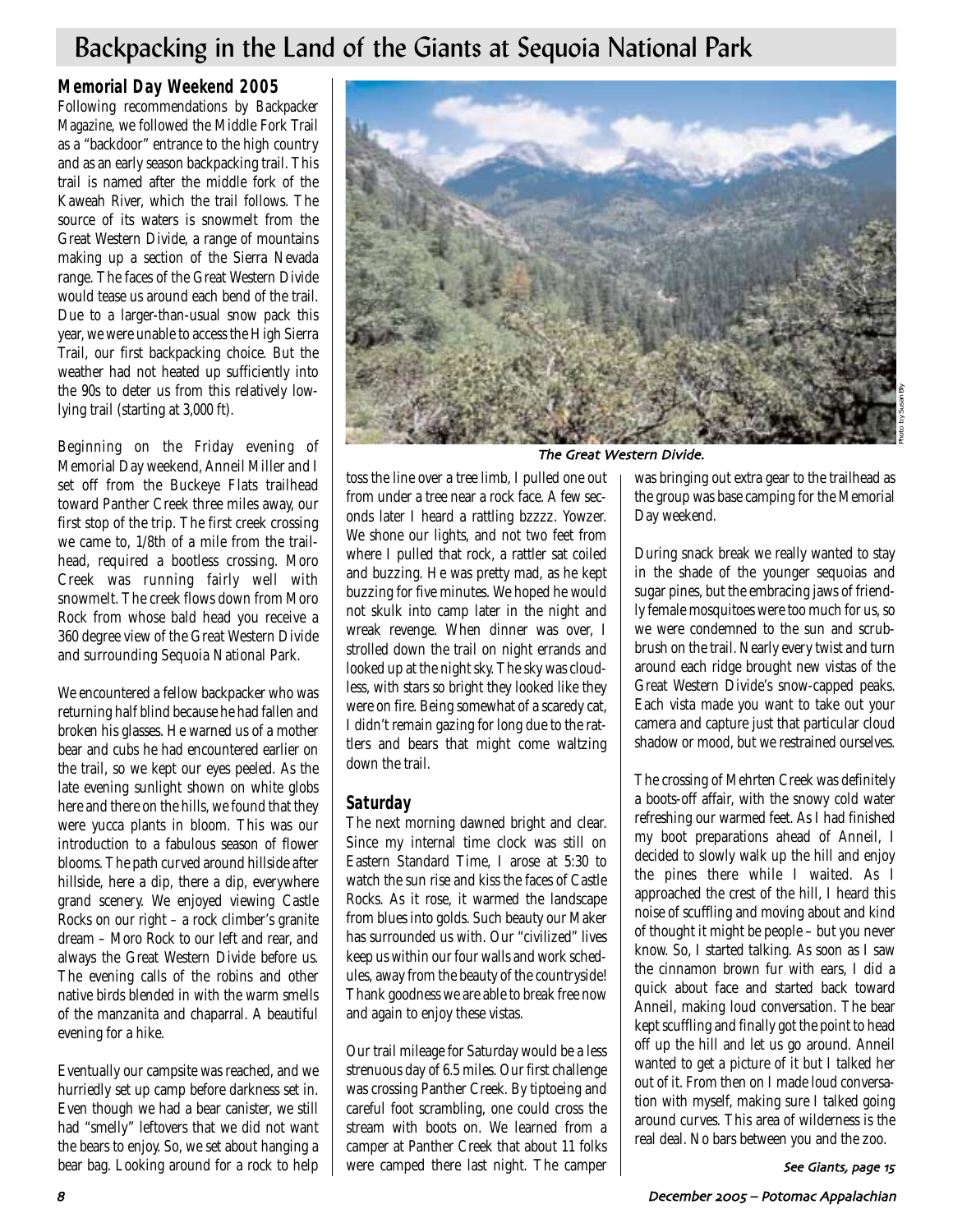# Backpacking in the Land of the Giants at Sequoia National Park

### Memorial Day Weekend 2005

Following recommendations by *Backpacker Magazine*, we followed the Middle Fork Trail as a "backdoor" entrance to the high country and as an early season backpacking trail. This trail is named after the middle fork of the Kaweah River, which the trail follows. The source of its waters is snowmelt from the Great Western Divide, a range of mountains making up a section of the Sierra Nevada range. The faces of the Great Western Divide would tease us around each bend of the trail. Due to a larger-than-usual snow pack this year, we were unable to access the High Sierra Trail, our first backpacking choice. But the weather had not heated up sufficiently into the 90s to deter us from this relatively low-lying trail (starting at 3,000 ft).

Beginning on the Friday evening of Memorial Day weekend, Anneil Miller and I set off from the Buckeye Flats trailhead toward Panther Creek three miles away, our first stop of the trip. The first creek crossing we came to, 1/8th of a mile from the trailhead, required a bootless crossing. Moro Creek was running fairly well with snowmelt. The creek flows down from Moro Rock from whose bald head you receive a 360 degree view of the Great Western Divide and surrounding Sequoia National Park.

We encountered a fellow backpacker who was returning half blind because he had fallen and broken his glasses. He warned us of a mother bear and cubs he had encountered earlier on the trail, so we kept our eyes peeled. As the late evening sunlight shown on white globs here and there on the hills, we found that they were yucca plants in bloom. This was our introduction to a fabulous season of flower blooms. The path curved around hillside after hillside, here a dip, there a dip, everywhere grand scenery. We enjoyed viewing Castle Rocks on our right – a rock climber's granite dream – Moro Rock to our left and rear, and always the Great Western Divide before us. The evening calls of the robins and other native birds blended in with the warm smells of the manzanita and chaparral. A beautiful evening for a hike.

Eventually our campsite was reached, and we hurriedly set up camp before darkness set in. Even though we had a bear canister, we still had "smelly" leftovers that we did not want the bears to enjoy. So, we set about hanging a bear bag. Looking around for a rock to help toss the line over a tree limb, I pulled one out from under a tree near a rock face. A few seconds later I heard a rattling bzzzz. Yowzer. We shone our lights, and not two feet from where I pulled that rock, a rattler sat coiled and buzzing. He was pretty mad, as he kept buzzing for five minutes. We hoped he would not skulk into camp later in the night and wreak revenge. When dinner was over, I strolled down the trail on night errands and looked up at the night sky. The sky was cloudless, with stars so bright they looked like they were on fire. Being somewhat of a scaredy cat, I didn't remain gazing for long due to the rattlers and bears that might come waltzing down the trail.

*The Great Western Divide.*

Photo by Susan Bly

### Saturday

The next morning dawned bright and clear. Since my internal time clock was still on Eastern Standard Time, I arose at 5:30 to watch the sun rise and kiss the faces of Castle Rocks. As it rose, it warmed the landscape from blues into golds. Such beauty our Maker has surrounded us with. Our "civilized" lives keep us within our four walls and work schedules, away from the beauty of the countryside! Thank goodness we are able to break free now and again to enjoy these vistas.

Our trail mileage for Saturday would be a less strenuous day of 6.5 miles. Our first challenge was crossing Panther Creek. By tiptoeing and careful foot scrambling, one could cross the stream with boots on. We learned from a camper at Panther Creek that about 11 folks were camped there last night. The camper was bringing out extra gear to the trailhead as the group was base camping for the Memorial Day weekend.

During snack break we really wanted to stay in the shade of the younger sequoias and sugar pines, but the embracing jaws of friendly female mosquitoes were too much for us, so we were condemned to the sun and scrubbrush on the trail. Nearly every twist and turn around each ridge brought new vistas of the Great Western Divide's snow-capped peaks. Each vista made you want to take out your camera and capture just that particular cloud shadow or mood, but we restrained ourselves.

The crossing of Mehrten Creek was definitely a boots-off affair, with the snowy cold water refreshing our warmed feet. As I had finished my boot preparations ahead of Anneil, I decided to slowly walk up the hill and enjoy the pines there while I waited. As I approached the crest of the hill, I heard this noise of scuffling and moving about and kind of thought it might be people – but you never know. So, I started talking. As soon as I saw the cinnamon brown fur with ears, I did a quick about face and started back toward Anneil, making loud conversation. The bear kept scuffling and finally got the point to head off up the hill and let us go around. Anneil wanted to get a picture of it but I talked her out of it. From then on I made loud conversation with myself, making sure I talked going around curves. This area of wilderness is the real deal. No bars between you and the zoo.

*See Giants, page 15*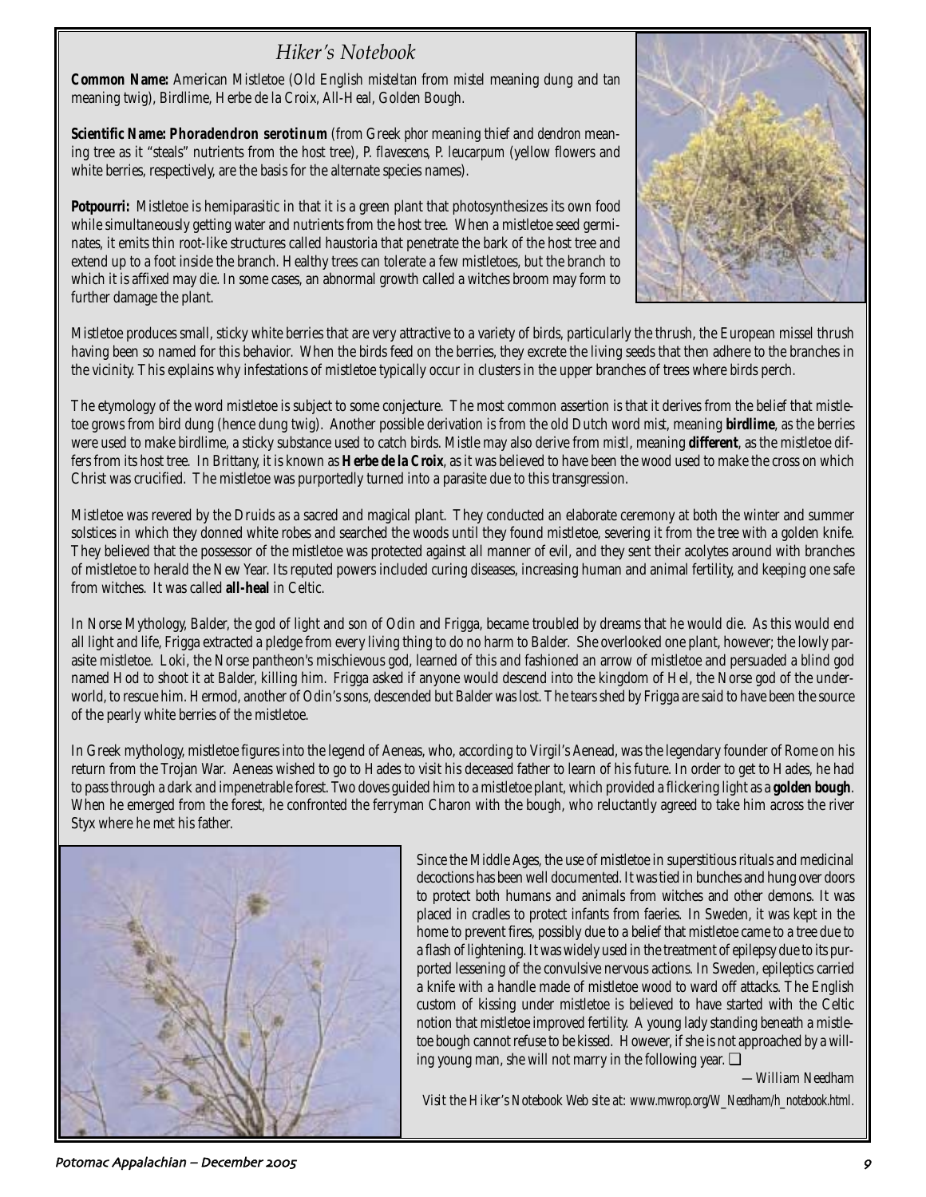## *Hiker's Notebook*

**Common Name:** American Mistletoe (Old English *misteltan* from *mistel* meaning dung and *tan* meaning twig), Birdlime, Herbe de la Croix, All-Heal, Golden Bough.

**Scientific Name: *Phoradendron serotinum*** (from Greek *phor* meaning thief and *dendron* meaning tree as it "steals" nutrients from the host tree), *P. flavescens*, *P. leucarpum* (yellow flowers and white berries, respectively, are the basis for the alternate species names).

**Potpourri:** Mistletoe is hemiparasitic in that it is a green plant that photosynthesizes its own food while simultaneously getting water and nutrients from the host tree. When a mistletoe seed germinates, it emits thin root-like structures called haustoria that penetrate the bark of the host tree and extend up to a foot inside the branch. Healthy trees can tolerate a few mistletoes, but the branch to which it is affixed may die. In some cases, an abnormal growth called a witches broom may form to further damage the plant.

Mistletoe produces small, sticky white berries that are very attractive to a variety of birds, particularly the thrush, the European missel thrush having been so named for this behavior. When the birds feed on the berries, they excrete the living seeds that then adhere to the branches in the vicinity. This explains why infestations of mistletoe typically occur in clusters in the upper branches of trees where birds perch.

The etymology of the word mistletoe is subject to some conjecture. The most common assertion is that it derives from the belief that mistletoe grows from bird dung (hence dung twig). Another possible derivation is from the old Dutch word *mist*, meaning **birdlime**, as the berries were used to make birdlime, a sticky substance used to catch birds. Mistle may also derive from *mistl*, meaning **different**, as the mistletoe differs from its host tree. In Brittany, it is known as **Herbe de la Croix**, as it was believed to have been the wood used to make the cross on which Christ was crucified. The mistletoe was purportedly turned into a parasite due to this transgression.

Mistletoe was revered by the Druids as a sacred and magical plant. They conducted an elaborate ceremony at both the winter and summer solstices in which they donned white robes and searched the woods until they found mistletoe, severing it from the tree with a golden knife. They believed that the possessor of the mistletoe was protected against all manner of evil, and they sent their acolytes around with branches of mistletoe to herald the New Year. Its reputed powers included curing diseases, increasing human and animal fertility, and keeping one safe from witches. It was called **all-heal** in Celtic.

In Norse Mythology, Balder, the god of light and son of Odin and Frigga, became troubled by dreams that he would die. As this would end all light and life, Frigga extracted a pledge from every living thing to do no harm to Balder. She overlooked one plant, however; the lowly parasite mistletoe. Loki, the Norse pantheon's mischievous god, learned of this and fashioned an arrow of mistletoe and persuaded a blind god named Hod to shoot it at Balder, killing him. Frigga asked if anyone would descend into the kingdom of Hel, the Norse god of the underworld, to rescue him. Hermod, another of Odin's sons, descended but Balder was lost. The tears shed by Frigga are said to have been the source of the pearly white berries of the mistletoe.

In Greek mythology, mistletoe figures into the legend of Aeneas, who, according to Virgil's Aenead, was the legendary founder of Rome on his return from the Trojan War. Aeneas wished to go to Hades to visit his deceased father to learn of his future. In order to get to Hades, he had to pass through a dark and impenetrable forest. Two doves guided him to a mistletoe plant, which provided a flickering light as a **golden bough**. When he emerged from the forest, he confronted the ferryman Charon with the bough, who reluctantly agreed to take him across the river Styx where he met his father.

Since the Middle Ages, the use of mistletoe in superstitious rituals and medicinal decoctions has been well documented. It was tied in bunches and hung over doors to protect both humans and animals from witches and other demons. It was placed in cradles to protect infants from faeries. In Sweden, it was kept in the home to prevent fires, possibly due to a belief that mistletoe came to a tree due to a flash of lightening. It was widely used in the treatment of epilepsy due to its purported lessening of the convulsive nervous actions. In Sweden, epileptics carried a knife with a handle made of mistletoe wood to ward off attacks. The English custom of kissing under mistletoe is believed to have started with the Celtic notion that mistletoe improved fertility. A young lady standing beneath a mistletoe bough cannot refuse to be kissed. However, if she is not approached by a willing young man, she will not marry in the following year. ❑

*—William Needham*

*Visit the Hiker's Notebook Web site at: www.mwrop.org/W_Needham/h_notebook.html.*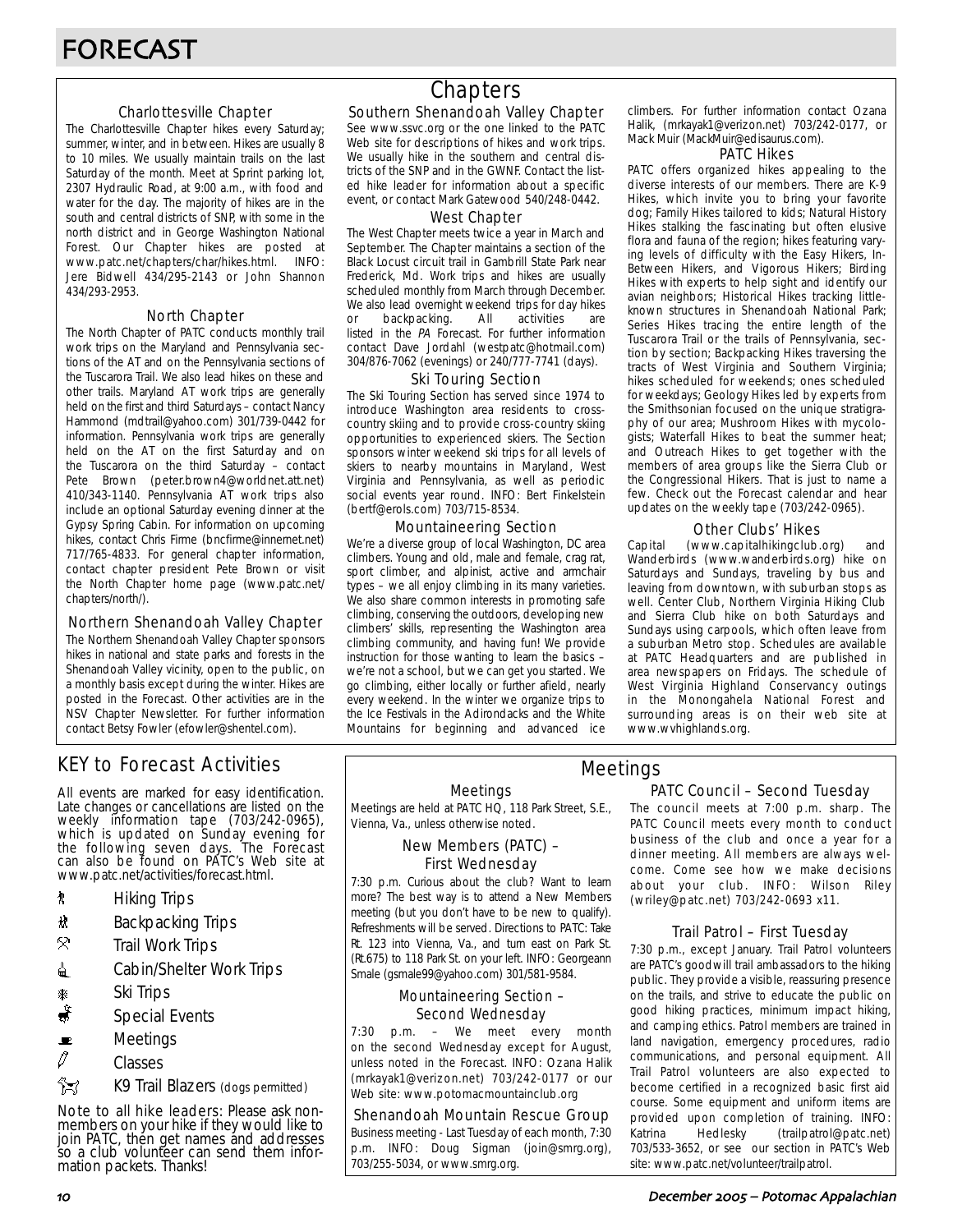# FORECAST

## Chapters

### Charlottesville Chapter

The Charlottesville Chapter hikes every Saturday; summer, winter, and in between. Hikes are usually 8 to 10 miles. We usually maintain trails on the last Saturday of the month. Meet at Sprint parking lot, 2307 Hydraulic Road, at 9:00 a.m., with food and water for the day. The majority of hikes are in the south and central districts of SNP, with some in the north district and in George Washington National Forest. Our Chapter hikes are posted at www.patc.net/chapters/char/hikes.html. INFO: Jere Bidwell 434/295-2143 or John Shannon 434/293-2953.

### North Chapter

The North Chapter of PATC conducts monthly trail work trips on the Maryland and Pennsylvania sections of the AT and on the Pennsylvania sections of the Tuscarora Trail. We also lead hikes on these and other trails. Maryland AT work trips are generally held on the first and third Saturdays – contact Nancy Hammond (mdtrail@yahoo.com) 301/739-0442 for information. Pennsylvania work trips are generally held on the AT on the first Saturday and on the Tuscarora on the third Saturday – contact Pete Brown (peter.brown4@worldnet.att.net) 410/343-1140. Pennsylvania AT work trips also include an optional Saturday evening dinner at the Gypsy Spring Cabin. For information on upcoming hikes, contact Chris Firme (bncfirme@innernet.net) 717/765-4833. For general chapter information, contact chapter president Pete Brown or visit the North Chapter home page (www.patc.net/chapters/north/).

### Northern Shenandoah Valley Chapter

The Northern Shenandoah Valley Chapter sponsors hikes in national and state parks and forests in the Shenandoah Valley vicinity, open to the public, on a monthly basis except during the winter. Hikes are posted in the Forecast. Other activities are in the NSV Chapter Newsletter. For further information contact Betsy Fowler (efowler@shentel.com).

### Southern Shenandoah Valley Chapter

See www.ssvc.org or the one linked to the PATC Web site for descriptions of hikes and work trips. We usually hike in the southern and central districts of the SNP and in the GWNF. Contact the listed hike leader for information about a specific event, or contact Mark Gatewood 540/248-0442.

### West Chapter

The West Chapter meets twice a year in March and September. The Chapter maintains a section of the Black Locust circuit trail in Gambrill State Park near Frederick, Md. Work trips and hikes are usually scheduled monthly from March through December. We also lead overnight weekend trips for day hikes or backpacking. All activities are listed in the *PA* Forecast. For further information contact Dave Jordahl (westpatc@hotmail.com) 304/876-7062 (evenings) or 240/777-7741 (days).

### Ski Touring Section

The Ski Touring Section has served since 1974 to introduce Washington area residents to cross-country skiing and to provide cross-country skiing opportunities to experienced skiers. The Section sponsors winter weekend ski trips for all levels of skiers to nearby mountains in Maryland, West Virginia and Pennsylvania, as well as periodic social events year round. INFO: Bert Finkelstein (bertf@erols.com) 703/715-8534.

### Mountaineering Section

We're a diverse group of local Washington, DC area climbers. Young and old, male and female, crag rat, sport climber, and alpinist, active and armchair types – we all enjoy climbing in its many varieties. We also share common interests in promoting safe climbing, conserving the outdoors, developing new climbers' skills, representing the Washington area climbing community, and having fun! We provide instruction for those wanting to learn the basics – we're not a school, but we can get you started. We go climbing, either locally or further afield, nearly every weekend. In the winter we organize trips to the Ice Festivals in the Adirondacks and the White Mountains for beginning and advanced ice climbers. For further information contact Ozana Halik, (mrkayak1@verizon.net) 703/242-0177, or Mack Muir (MackMuir@edisaurus.com).

### PATC Hikes

PATC offers organized hikes appealing to the diverse interests of our members. There are K-9 Hikes, which invite you to bring your favorite dog; Family Hikes tailored to kids; Natural History Hikes stalking the fascinating but often elusive flora and fauna of the region; hikes featuring varying levels of difficulty with the Easy Hikers, In-Between Hikers, and Vigorous Hikers; Birding Hikes with experts to help sight and identify our avian neighbors; Historical Hikes tracking little-known structures in Shenandoah National Park; Series Hikes tracing the entire length of the Tuscarora Trail or the trails of Pennsylvania, section by section; Backpacking Hikes traversing the tracts of West Virginia and Southern Virginia; hikes scheduled for weekends; ones scheduled for weekdays; Geology Hikes led by experts from the Smithsonian focused on the unique stratigraphy of our area; Mushroom Hikes with mycologists; Waterfall Hikes to beat the summer heat; and Outreach Hikes to get together with the members of area groups like the Sierra Club or the Congressional Hikers. That is just to name a few. Check out the Forecast calendar and hear updates on the weekly tape (703/242-0965).

### Other Clubs' Hikes

Capital (www.capitalhikingclub.org) and Wanderbirds (www.wanderbirds.org) hike on Saturdays and Sundays, traveling by bus and leaving from downtown, with suburban stops as well. Center Club, Northern Virginia Hiking Club and Sierra Club hike on both Saturdays and Sundays using carpools, which often leave from a suburban Metro stop. Schedules are available at PATC Headquarters and are published in area newspapers on Fridays. The schedule of West Virginia Highland Conservancy outings in the Monongahela National Forest and surrounding areas is on their web site at www.wvhighlands.org.

## KEY to Forecast Activities

All events are marked for easy identification. Late changes or cancellations are listed on the weekly information tape (703/242-0965), which is updated on Sunday evening for the following seven days. The Forecast can also be found on PATC's Web site at www.patc.net/activities/forecast.html.

- Hiking Trips
- Backpacking Trips
- Trail Work Trips
- Cabin/Shelter Work Trips
- Ski Trips
- Special Events
- Meetings
- Classes
- K9 Trail Blazers (dogs permitted)

Note to all hike leaders: Please ask non-members on your hike if they would like to join PATC, then get names and addresses so a club volunteer can send them information packets. Thanks!

## Meetings

### Meetings

Meetings are held at PATC HQ, 118 Park Street, S.E., Vienna, Va., unless otherwise noted.

### New Members (PATC) – First Wednesday

7:30 p.m. Curious about the club? Want to learn more? The best way is to attend a New Members meeting (but you don't have to be new to qualify). Refreshments will be served. Directions to PATC: Take Rt. 123 into Vienna, Va., and turn east on Park St. (Rt.675) to 118 Park St. on your left. INFO: Georgeann Smale (gsmale99@yahoo.com) 301/581-9584.

### Mountaineering Section – Second Wednesday

7:30 p.m. – We meet every month on the second Wednesday except for August, unless noted in the Forecast. INFO: Ozana Halik (mrkayak1@verizon.net) 703/242-0177 or our Web site: www.potomacmountainclub.org

### Shenandoah Mountain Rescue Group

Business meeting - Last Tuesday of each month, 7:30 p.m. INFO: Doug Sigman (join@smrg.org), 703/255-5034, or www.smrg.org.

### PATC Council – Second Tuesday

The council meets at 7:00 p.m. sharp. The PATC Council meets every month to conduct business of the club and once a year for a dinner meeting. All members are always welcome. Come see how we make decisions about your club. INFO: Wilson Riley (wriley@patc.net) 703/242-0693 x11.

### Trail Patrol – First Tuesday

7:30 p.m., except January. Trail Patrol volunteers are PATC's goodwill trail ambassadors to the hiking public. They provide a visible, reassuring presence on the trails, and strive to educate the public on good hiking practices, minimum impact hiking, and camping ethics. Patrol members are trained in land navigation, emergency procedures, radio communications, and personal equipment. All Trail Patrol volunteers are also expected to become certified in a recognized basic first aid course. Some equipment and uniform items are provided upon completion of training. INFO: Katrina Hedlesky (trailpatrol@patc.net) 703/533-3652, or see our section in PATC's Web site: www.patc.net/volunteer/trailpatrol.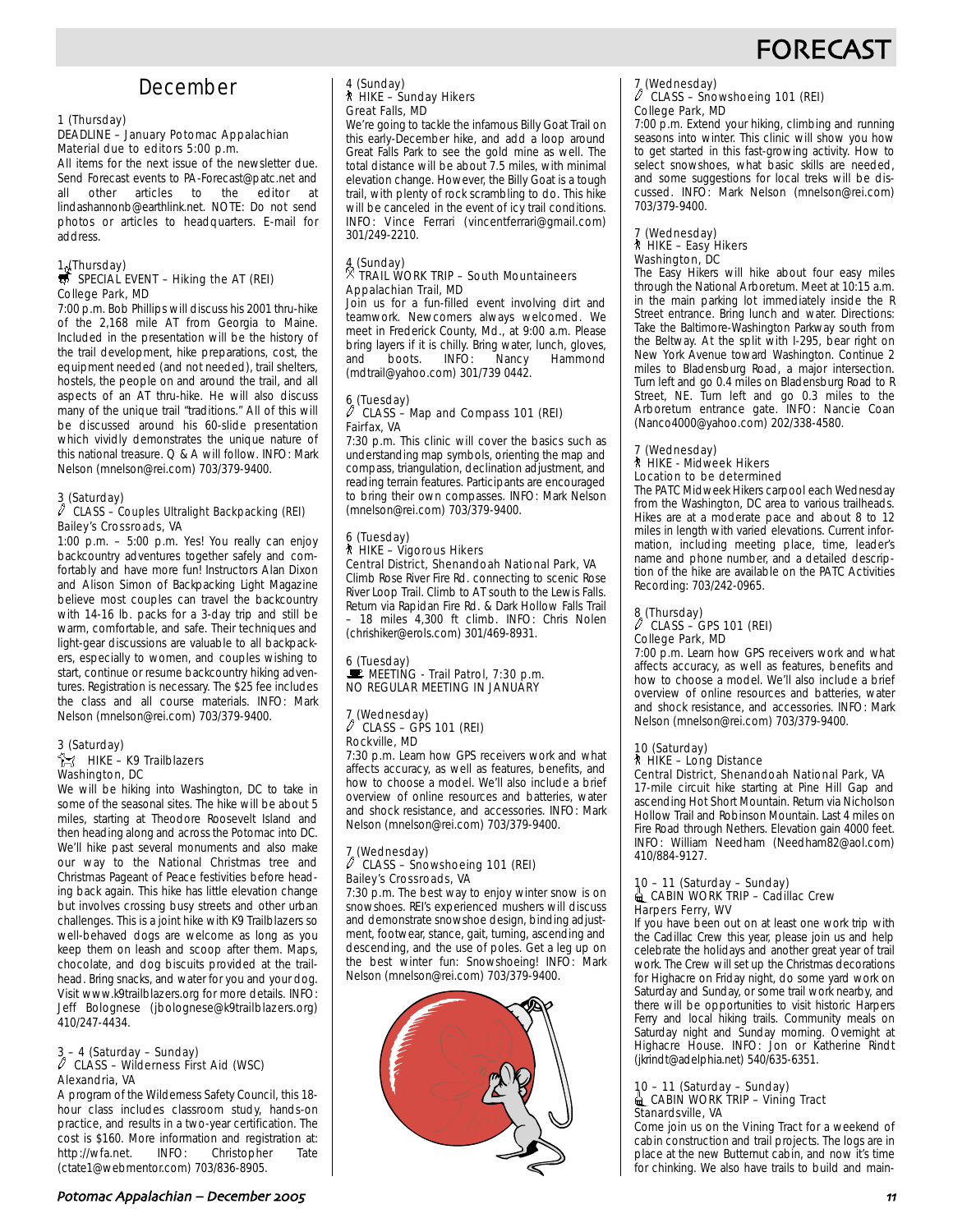# FORECAST

## December

1 (Thursday)
DEADLINE – January Potomac Appalachian Material due to editors 5:00 p.m.
All items for the next issue of the newsletter due. Send Forecast events to PA-Forecast@patc.net and all other articles to the editor at lindashannonb@earthlink.net. NOTE: Do not send photos or articles to headquarters. E-mail for address.

1 (Thursday)
SPECIAL EVENT – Hiking the AT (REI)
College Park, MD
7:00 p.m. Bob Phillips will discuss his 2001 thru-hike of the 2,168 mile AT from Georgia to Maine. Included in the presentation will be the history of the trail development, hike preparations, cost, the equipment needed (and not needed), trail shelters, hostels, the people on and around the trail, and all aspects of an AT thru-hike. He will also discuss many of the unique trail "traditions." All of this will be discussed around his 60-slide presentation which vividly demonstrates the unique nature of this national treasure. Q & A will follow. INFO: Mark Nelson (mnelson@rei.com) 703/379-9400.

3 (Saturday)
CLASS – Couples Ultralight Backpacking (REI)
Bailey's Crossroads, VA
1:00 p.m. – 5:00 p.m. Yes! You really can enjoy backcountry adventures together safely and comfortably and have more fun! Instructors Alan Dixon and Alison Simon of Backpacking Light Magazine believe most couples can travel the backcountry with 14-16 lb. packs for a 3-day trip and still be warm, comfortable, and safe. Their techniques and light-gear discussions are valuable to all backpackers, especially to women, and couples wishing to start, continue or resume backcountry hiking adventures. Registration is necessary. The $25 fee includes the class and all course materials. INFO: Mark Nelson (mnelson@rei.com) 703/379-9400.

3 (Saturday)
HIKE – K9 Trailblazers
Washington, DC
We will be hiking into Washington, DC to take in some of the seasonal sites. The hike will be about 5 miles, starting at Theodore Roosevelt Island and then heading along and across the Potomac into DC. We'll hike past several monuments and also make our way to the National Christmas tree and Christmas Pageant of Peace festivities before heading back again. This hike has little elevation change but involves crossing busy streets and other urban challenges. This is a joint hike with K9 Trailblazers so well-behaved dogs are welcome as long as you keep them on leash and scoop after them. Maps, chocolate, and dog biscuits provided at the trailhead. Bring snacks, and water for you and your dog. Visit www.k9trailblazers.org for more details. INFO: Jeff Bolognese (jbolognese@k9trailblazers.org) 410/247-4434.

3 – 4 (Saturday – Sunday)
CLASS – Wilderness First Aid (WSC)
Alexandria, VA
A program of the Wilderness Safety Council, this 18-hour class includes classroom study, hands-on practice, and results in a two-year certification. The cost is $160. More information and registration at: http://wfa.net. INFO: Christopher Tate (ctate1@webmentor.com) 703/836-8905.

4 (Sunday)
HIKE – Sunday Hikers
Great Falls, MD
We're going to tackle the infamous Billy Goat Trail on this early-December hike, and add a loop around Great Falls Park to see the gold mine as well. The total distance will be about 7.5 miles, with minimal elevation change. However, the Billy Goat is a tough trail, with plenty of rock scrambling to do. This hike will be canceled in the event of icy trail conditions. INFO: Vince Ferrari (vincentferrari@gmail.com) 301/249-2210.

4 (Sunday)
TRAIL WORK TRIP – South Mountaineers
Appalachian Trail, MD
Join us for a fun-filled event involving dirt and teamwork. Newcomers always welcomed. We meet in Frederick County, Md., at 9:00 a.m. Please bring layers if it is chilly. Bring water, lunch, gloves, and boots. INFO: Nancy Hammond (mdtrail@yahoo.com) 301/739 0442.

6 (Tuesday)
CLASS – Map and Compass 101 (REI)
Fairfax, VA
7:30 p.m. This clinic will cover the basics such as understanding map symbols, orienting the map and compass, triangulation, declination adjustment, and reading terrain features. Participants are encouraged to bring their own compasses. INFO: Mark Nelson (mnelson@rei.com) 703/379-9400.

6 (Tuesday)
HIKE – Vigorous Hikers
Central District, Shenandoah National Park, VA
Climb Rose River Fire Rd. connecting to scenic Rose River Loop Trail. Climb to AT south to the Lewis Falls. Return via Rapidan Fire Rd. & Dark Hollow Falls Trail – 18 miles 4,300 ft climb. INFO: Chris Nolen (chrishiker@erols.com) 301/469-8931.

6 (Tuesday)
MEETING - Trail Patrol, 7:30 p.m.
NO REGULAR MEETING IN JANUARY

7 (Wednesday)
CLASS – GPS 101 (REI)
Rockville, MD
7:30 p.m. Learn how GPS receivers work and what affects accuracy, as well as features, benefits, and how to choose a model. We'll also include a brief overview of online resources and batteries, water and shock resistance, and accessories. INFO: Mark Nelson (mnelson@rei.com) 703/379-9400.

7 (Wednesday)
CLASS – Snowshoeing 101 (REI)
Bailey's Crossroads, VA
7:30 p.m. The best way to enjoy winter snow is on snowshoes. REI's experienced mushers will discuss and demonstrate snowshoe design, binding adjustment, footwear, stance, gait, turning, ascending and descending, and the use of poles. Get a leg up on the best winter fun: Snowshoeing! INFO: Mark Nelson (mnelson@rei.com) 703/379-9400.

7 (Wednesday)
CLASS – Snowshoeing 101 (REI)
College Park, MD
7:00 p.m. Extend your hiking, climbing and running seasons into winter. This clinic will show you how to get started in this fast-growing activity. How to select snowshoes, what basic skills are needed, and some suggestions for local treks will be discussed. INFO: Mark Nelson (mnelson@rei.com) 703/379-9400.

7 (Wednesday)
HIKE – Easy Hikers
Washington, DC
The Easy Hikers will hike about four easy miles through the National Arboretum. Meet at 10:15 a.m. in the main parking lot immediately inside the R Street entrance. Bring lunch and water. Directions: Take the Baltimore-Washington Parkway south from the Beltway. At the split with I-295, bear right on New York Avenue toward Washington. Continue 2 miles to Bladensburg Road, a major intersection. Turn left and go 0.4 miles on Bladensburg Road to R Street, NE. Turn left and go 0.3 miles to the Arboretum entrance gate. INFO: Nancie Coan (Nanco4000@yahoo.com) 202/338-4580.

7 (Wednesday)
HIKE - Midweek Hikers
Location to be determined
The PATC Midweek Hikers carpool each Wednesday from the Washington, DC area to various trailheads. Hikes are at a moderate pace and about 8 to 12 miles in length with varied elevations. Current information, including meeting place, time, leader's name and phone number, and a detailed description of the hike are available on the PATC Activities Recording: 703/242-0965.

8 (Thursday)
CLASS – GPS 101 (REI)
College Park, MD
7:00 p.m. Learn how GPS receivers work and what affects accuracy, as well as features, benefits and how to choose a model. We'll also include a brief overview of online resources and batteries, water and shock resistance, and accessories. INFO: Mark Nelson (mnelson@rei.com) 703/379-9400.

10 (Saturday)
HIKE – Long Distance
Central District, Shenandoah National Park, VA
17-mile circuit hike starting at Pine Hill Gap and ascending Hot Short Mountain. Return via Nicholson Hollow Trail and Robinson Mountain. Last 4 miles on Fire Road through Nethers. Elevation gain 4000 feet. INFO: William Needham (Needham82@aol.com) 410/884-9127.

10 – 11 (Saturday – Sunday)
CABIN WORK TRIP – Cadillac Crew
Harpers Ferry, WV
If you have been out on at least one work trip with the Cadillac Crew this year, please join us and help celebrate the holidays and another great year of trail work. The Crew will set up the Christmas decorations for Highacre on Friday night, do some yard work on Saturday and Sunday, or some trail work nearby, and there will be opportunities to visit historic Harpers Ferry and local hiking trails. Community meals on Saturday night and Sunday morning. Overnight at Highacre House. INFO: Jon or Katherine Rindt (jkrindt@adelphia.net) 540/635-6351.

10 – 11 (Saturday – Sunday)
CABIN WORK TRIP – Vining Tract
Stanardsville, VA
Come join us on the Vining Tract for a weekend of cabin construction and trail projects. The logs are in place at the new Butternut cabin, and now it's time for chinking. We also have trails to build and main-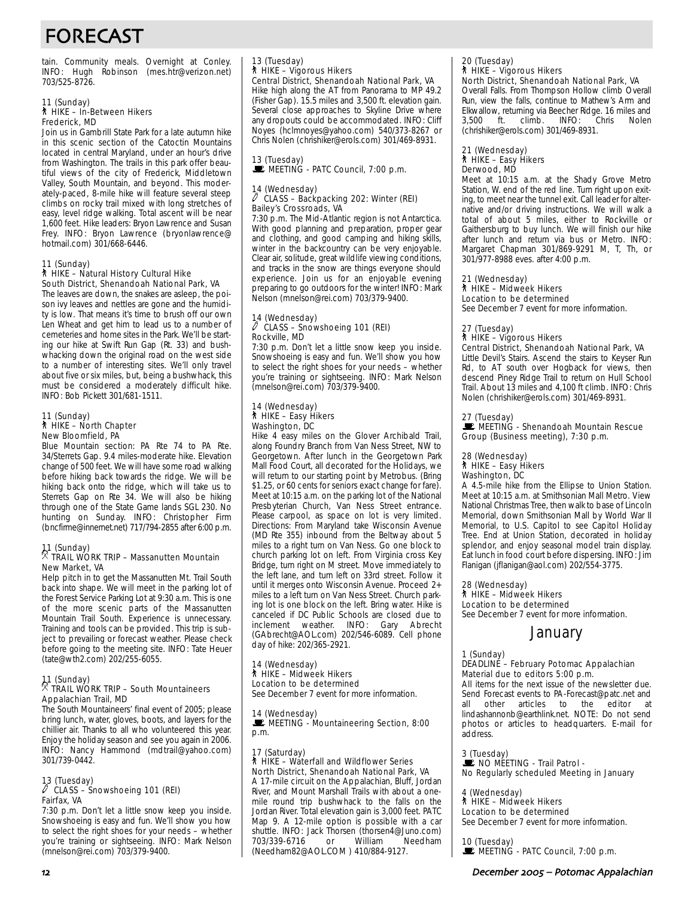# FORECAST

tain. Community meals. Overnight at Conley. INFO: Hugh Robinson (mes.htr@verizon.net) 703/525-8726.

11 (Sunday)
HIKE – In-Between Hikers
Frederick, MD
Join us in Gambrill State Park for a late autumn hike in this scenic section of the Catoctin Mountains located in central Maryland, under an hour's drive from Washington. The trails in this park offer beautiful views of the city of Frederick, Middletown Valley, South Mountain, and beyond. This moderately-paced, 8-mile hike will feature several steep climbs on rocky trail mixed with long stretches of easy, level ridge walking. Total ascent will be near 1,600 feet. Hike leaders: Bryon Lawrence and Susan Frey. INFO: Bryon Lawrence (bryonlawrence@hotmail.com) 301/668-6446.

11 (Sunday)
HIKE – Natural History Cultural Hike
South District, Shenandoah National Park, VA
The leaves are down, the snakes are asleep, the poison ivy leaves and nettles are gone and the humidity is low. That means it's time to brush off our own Len Wheat and get him to lead us to a number of cemeteries and home sites in the Park. We'll be starting our hike at Swift Run Gap (Rt. 33) and bushwhacking down the original road on the west side to a number of interesting sites. We'll only travel about five or six miles, but, being a bushwhack, this must be considered a moderately difficult hike. INFO: Bob Pickett 301/681-1511.

11 (Sunday)
HIKE – North Chapter
New Bloomfield, PA
Blue Mountain section: PA Rte 74 to PA Rte. 34/Sterrets Gap. 9.4 miles-moderate hike. Elevation change of 500 feet. We will have some road walking before hiking back towards the ridge. We will be hiking back onto the ridge, which will take us to Sterrets Gap on Rte 34. We will also be hiking through one of the State Game lands SGL 230. No hunting on Sunday. INFO: Christopher Firm (bncfirme@innernet.net) 717/794-2855 after 6:00 p.m.

11 (Sunday)
TRAIL WORK TRIP – Massanutten Mountain
New Market, VA
Help pitch in to get the Massanutten Mt. Trail South back into shape. We will meet in the parking lot of the Forest Service Parking Lot at 9:30 a.m. This is one of the more scenic parts of the Massanutten Mountain Trail South. Experience is unnecessary. Training and tools can be provided. This trip is subject to prevailing or forecast weather. Please check before going to the meeting site. INFO: Tate Heuer (tate@wth2.com) 202/255-6055.

11 (Sunday)
TRAIL WORK TRIP – South Mountaineers
Appalachian Trail, MD
The South Mountaineers' final event of 2005; please bring lunch, water, gloves, boots, and layers for the chillier air. Thanks to all who volunteered this year. Enjoy the holiday season and see you again in 2006. INFO: Nancy Hammond (mdtrail@yahoo.com) 301/739-0442.

13 (Tuesday)
CLASS – Snowshoeing 101 (REI)
Fairfax, VA
7:30 p.m. Don't let a little snow keep you inside. Snowshoeing is easy and fun. We'll show you how to select the right shoes for your needs – whether you're training or sightseeing. INFO: Mark Nelson (mnelson@rei.com) 703/379-9400.

13 (Tuesday)
HIKE – Vigorous Hikers
Central District, Shenandoah National Park, VA
Hike high along the AT from Panorama to MP 49.2 (Fisher Gap). 15.5 miles and 3,500 ft. elevation gain. Several close approaches to Skyline Drive where any dropouts could be accommodated. INFO: Cliff Noyes (hclmnoyes@yahoo.com) 540/373-8267 or Chris Nolen (chrishiker@erols.com) 301/469-8931.

13 (Tuesday)
MEETING - PATC Council, 7:00 p.m.

14 (Wednesday)
CLASS – Backpacking 202: Winter (REI)
Bailey's Crossroads, VA
7:30 p.m. The Mid-Atlantic region is not Antarctica. With good planning and preparation, proper gear and clothing, and good camping and hiking skills, winter in the backcountry can be very enjoyable. Clear air, solitude, great wildlife viewing conditions, and tracks in the snow are things everyone should experience. Join us for an enjoyable evening preparing to go outdoors for the winter! INFO: Mark Nelson (mnelson@rei.com) 703/379-9400.

14 (Wednesday)
CLASS – Snowshoeing 101 (REI)
Rockville, MD
7:30 p.m. Don't let a little snow keep you inside. Snowshoeing is easy and fun. We'll show you how to select the right shoes for your needs – whether you're training or sightseeing. INFO: Mark Nelson (mnelson@rei.com) 703/379-9400.

14 (Wednesday)
HIKE – Easy Hikers
Washington, DC
Hike 4 easy miles on the Glover Archibald Trail, along Foundry Branch from Van Ness Street, NW to Georgetown. After lunch in the Georgetown Park Mall Food Court, all decorated for the Holidays, we will return to our starting point by Metrobus. (Bring $1.25, or 60 cents for seniors exact change for fare). Meet at 10:15 a.m. on the parking lot of the National Presbyterian Church, Van Ness Street entrance. Please carpool, as space on lot is very limited. Directions: From Maryland take Wisconsin Avenue (MD Rte 355) inbound from the Beltway about 5 miles to a right turn on Van Ness. Go one block to church parking lot on left. From Virginia cross Key Bridge, turn right on M street. Move immediately to the left lane, and turn left on 33rd street. Follow it until it merges onto Wisconsin Avenue. Proceed 2+ miles to a left turn on Van Ness Street. Church parking lot is one block on the left. Bring water. Hike is canceled if DC Public Schools are closed due to inclement weather. INFO: Gary Abrecht (GAbrecht@AOL.com) 202/546-6089. Cell phone day of hike: 202/365-2921.

14 (Wednesday)
HIKE – Midweek Hikers
Location to be determined
See December 7 event for more information.

14 (Wednesday)
MEETING - Mountaineering Section, 8:00 p.m.

17 (Saturday)
HIKE – Waterfall and Wildflower Series
North District, Shenandoah National Park, VA
A 17-mile circuit on the Appalachian, Bluff, Jordan River, and Mount Marshall Trails with about a one-mile round trip bushwhack to the falls on the Jordan River. Total elevation gain is 3,000 feet. PATC Map 9. A 12-mile option is possible with a car shuttle. INFO: Jack Thorsen (thorsen4@Juno.com) 703/339-6716 or William Needham (Needham82@AOL.COM ) 410/884-9127.

20 (Tuesday)
HIKE – Vigorous Hikers
North District, Shenandoah National Park, VA
Overall Falls. From Thompson Hollow climb Overall Run, view the falls, continue to Mathew's Arm and Elkwallow, returning via Beecher Ridge. 16 miles and 3,500 ft. climb. INFO: Chris Nolen (chrishiker@erols.com) 301/469-8931.

21 (Wednesday)
HIKE – Easy Hikers
Derwood, MD
Meet at 10:15 a.m. at the Shady Grove Metro Station, W. end of the red line. Turn right upon exiting, to meet near the tunnel exit. Call leader for alternative and/or driving instructions. We will walk a total of about 5 miles, either to Rockville or Gaithersburg to buy lunch. We will finish our hike after lunch and return via bus or Metro. INFO: Margaret Chapman 301/869-9291 M, T, Th, or 301/977-8988 eves. after 4:00 p.m.

21 (Wednesday)
HIKE – Midweek Hikers
Location to be determined
See December 7 event for more information.

27 (Tuesday)
HIKE – Vigorous Hikers
Central District, Shenandoah National Park, VA
Little Devil's Stairs. Ascend the stairs to Keyser Run Rd, to AT south over Hogback for views, then descend Piney Ridge Trail to return on Hull School Trail. About 13 miles and 4,100 ft climb. INFO: Chris Nolen (chrishiker@erols.com) 301/469-8931.

27 (Tuesday)
MEETING - Shenandoah Mountain Rescue Group (Business meeting), 7:30 p.m.

28 (Wednesday)
HIKE – Easy Hikers
Washington, DC
A 4.5-mile hike from the Ellipse to Union Station. Meet at 10:15 a.m. at Smithsonian Mall Metro. View National Christmas Tree, then walk to base of Lincoln Memorial, down Smithsonian Mall by World War II Memorial, to U.S. Capitol to see Capitol Holiday Tree. End at Union Station, decorated in holiday splendor, and enjoy seasonal model train display. Eat lunch in food court before dispersing. INFO: Jim Flanigan (jflanigan@aol.com) 202/554-3775.

28 (Wednesday)
HIKE – Midweek Hikers
Location to be determined
See December 7 event for more information.

## January

1 (Sunday)
DEADLINE – February Potomac Appalachian Material due to editors 5:00 p.m.
All items for the next issue of the newsletter due. Send Forecast events to PA-Forecast@patc.net and all other articles to the editor at lindashannonb@earthlink.net. NOTE: Do not send photos or articles to headquarters. E-mail for address.

3 (Tuesday)
NO MEETING - Trail Patrol -
No Regularly scheduled Meeting in January

4 (Wednesday)
HIKE – Midweek Hikers
Location to be determined
See December 7 event for more information.

10 (Tuesday)
MEETING - PATC Council, 7:00 p.m.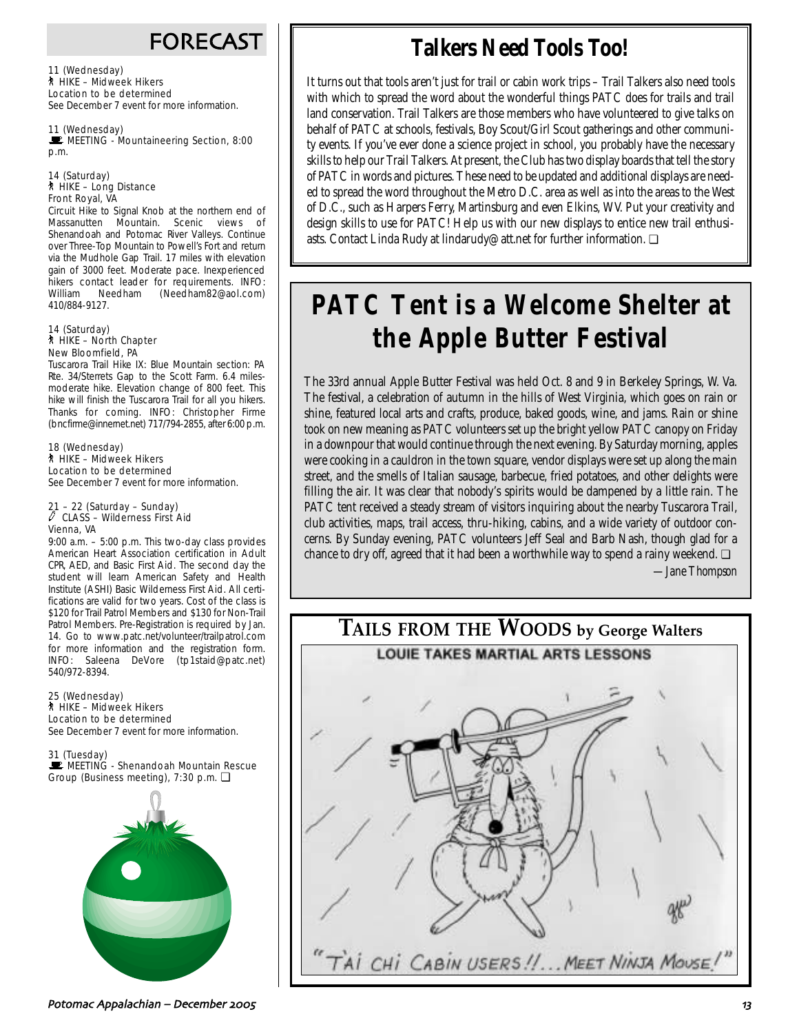# FORECAST

11 (Wednesday)
HIKE – Midweek Hikers
Location to be determined
See December 7 event for more information.

11 (Wednesday)
MEETING - Mountaineering Section, 8:00 p.m.

14 (Saturday)
HIKE – Long Distance
Front Royal, VA
Circuit Hike to Signal Knob at the northern end of Massanutten Mountain. Scenic views of Shenandoah and Potomac River Valleys. Continue over Three-Top Mountain to Powell's Fort and return via the Mudhole Gap Trail. 17 miles with elevation gain of 3000 feet. Moderate pace. Inexperienced hikers contact leader for requirements. INFO: William Needham (Needham82@aol.com) 410/884-9127.

14 (Saturday)
HIKE – North Chapter
New Bloomfield, PA
Tuscarora Trail Hike IX: Blue Mountain section: PA Rte. 34/Sterrets Gap to the Scott Farm. 6.4 miles-moderate hike. Elevation change of 800 feet. This hike will finish the Tuscarora Trail for all you hikers. Thanks for coming. INFO: Christopher Firme (bncfirme@innernet.net) 717/794-2855, after 6:00 p.m.

18 (Wednesday)
HIKE – Midweek Hikers
Location to be determined
See December 7 event for more information.

21 – 22 (Saturday – Sunday)
CLASS – Wilderness First Aid
Vienna, VA
9:00 a.m. – 5:00 p.m. This two-day class provides American Heart Association certification in Adult CPR, AED, and Basic First Aid. The second day the student will learn American Safety and Health Institute (ASHI) Basic Wilderness First Aid. All certifications are valid for two years. Cost of the class is $120 for Trail Patrol Members and $130 for Non-Trail Patrol Members. Pre-Registration is required by Jan. 14. Go to www.patc.net/volunteer/trailpatrol.com for more information and the registration form. INFO: Saleena DeVore (tp1staid@patc.net) 540/972-8394.

25 (Wednesday)
HIKE – Midweek Hikers
Location to be determined
See December 7 event for more information.

31 (Tuesday)
MEETING - Shenandoah Mountain Rescue Group (Business meeting), 7:30 p.m. ❑

# Talkers Need Tools Too!

It turns out that tools aren't just for trail or cabin work trips – Trail Talkers also need tools with which to spread the word about the wonderful things PATC does for trails and trail land conservation. Trail Talkers are those members who have volunteered to give talks on behalf of PATC at schools, festivals, Boy Scout/Girl Scout gatherings and other community events. If you've ever done a science project in school, you probably have the necessary skills to help our Trail Talkers. At present, the Club has two display boards that tell the story of PATC in words and pictures. These need to be updated and additional displays are needed to spread the word throughout the Metro D.C. area as well as into the areas to the West of D.C., such as Harpers Ferry, Martinsburg and even Elkins, WV. Put your creativity and design skills to use for PATC! Help us with our new displays to entice new trail enthusiasts. Contact Linda Rudy at lindarudy@att.net for further information. ❑

# PATC Tent is a Welcome Shelter at the Apple Butter Festival

The 33rd annual Apple Butter Festival was held Oct. 8 and 9 in Berkeley Springs, W. Va. The festival, a celebration of autumn in the hills of West Virginia, which goes on rain or shine, featured local arts and crafts, produce, baked goods, wine, and jams. Rain or shine took on new meaning as PATC volunteers set up the bright yellow PATC canopy on Friday in a downpour that would continue through the next evening. By Saturday morning, apples were cooking in a cauldron in the town square, vendor displays were set up along the main street, and the smells of Italian sausage, barbecue, fried potatoes, and other delights were filling the air. It was clear that nobody's spirits would be dampened by a little rain. The PATC tent received a steady stream of visitors inquiring about the nearby Tuscarora Trail, club activities, maps, trail access, thru-hiking, cabins, and a wide variety of outdoor concerns. By Sunday evening, PATC volunteers Jeff Seal and Barb Nash, though glad for a chance to dry off, agreed that it had been a worthwhile way to spend a rainy weekend. ❑

*—Jane Thompson*

# TAILS FROM THE WOODS by George Walters

LOUIE TAKES MARTIAL ARTS LESSONS

"TAI CHI CABIN USERS!!... MEET NINJA MOUSE!"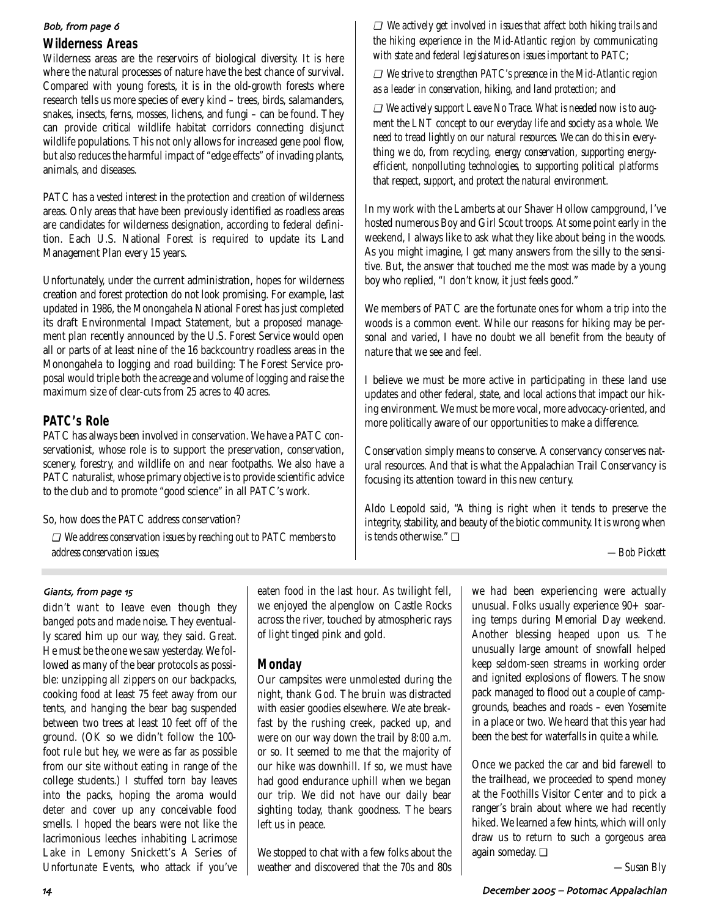*Bob, from page 6*

## Wilderness Areas

Wilderness areas are the reservoirs of biological diversity. It is here where the natural processes of nature have the best chance of survival. Compared with young forests, it is in the old-growth forests where research tells us more species of every kind – trees, birds, salamanders, snakes, insects, ferns, mosses, lichens, and fungi – can be found. They can provide critical wildlife habitat corridors connecting disjunct wildlife populations. This not only allows for increased gene pool flow, but also reduces the harmful impact of "edge effects" of invading plants, animals, and diseases.

PATC has a vested interest in the protection and creation of wilderness areas. Only areas that have been previously identified as roadless areas are candidates for wilderness designation, according to federal definition. Each U.S. National Forest is required to update its Land Management Plan every 15 years.

Unfortunately, under the current administration, hopes for wilderness creation and forest protection do not look promising. For example, last updated in 1986, the Monongahela National Forest has just completed its draft Environmental Impact Statement, but a proposed management plan recently announced by the U.S. Forest Service would open all or parts of at least nine of the 16 backcountry roadless areas in the Monongahela to logging and road building: The Forest Service proposal would triple both the acreage and volume of logging and raise the maximum size of clear-cuts from 25 acres to 40 acres.

## PATC's Role

PATC has always been involved in conservation. We have a PATC conservationist, whose role is to support the preservation, conservation, scenery, forestry, and wildlife on and near footpaths. We also have a PATC naturalist, whose primary objective is to provide scientific advice to the club and to promote "good science" in all PATC's work.

So, how does the PATC address conservation?

❑ *We address conservation issues by reaching out to PATC members to address conservation issues;*

❑ *We actively get involved in issues that affect both hiking trails and the hiking experience in the Mid-Atlantic region by communicating with state and federal legislatures on issues important to PATC;*

❑ *We strive to strengthen PATC's presence in the Mid-Atlantic region as a leader in conservation, hiking, and land protection; and*

❑ *We actively support Leave No Trace. What is needed now is to augment the LNT concept to our everyday life and society as a whole. We need to tread lightly on our natural resources. We can do this in everything we do, from recycling, energy conservation, supporting energy-efficient, nonpolluting technologies, to supporting political platforms that respect, support, and protect the natural environment.*

In my work with the Lamberts at our Shaver Hollow campground, I've hosted numerous Boy and Girl Scout troops. At some point early in the weekend, I always like to ask what they like about being in the woods. As you might imagine, I get many answers from the silly to the sensitive. But, the answer that touched me the most was made by a young boy who replied, "I don't know, it just feels good."

We members of PATC are the fortunate ones for whom a trip into the woods is a common event. While our reasons for hiking may be personal and varied, I have no doubt we all benefit from the beauty of nature that we see and feel.

I believe we must be more active in participating in these land use updates and other federal, state, and local actions that impact our hiking environment. We must be more vocal, more advocacy-oriented, and more politically aware of our opportunities to make a difference.

Conservation simply means to conserve. A conservancy conserves natural resources. And that is what the Appalachian Trail Conservancy is focusing its attention toward in this new century.

Aldo Leopold said, "A thing is right when it tends to preserve the integrity, stability, and beauty of the biotic community. It is wrong when is tends otherwise." ❑

*—Bob Pickett*

---

*Giants, from page 15*

didn't want to leave even though they banged pots and made noise. They eventually scared him up our way, they said. Great. He must be the one we saw yesterday. We followed as many of the bear protocols as possible: unzipping all zippers on our backpacks, cooking food at least 75 feet away from our tents, and hanging the bear bag suspended between two trees at least 10 feet off of the ground. (OK so we didn't follow the 100-foot rule but hey, we were as far as possible from our site without eating in range of the college students.) I stuffed torn bay leaves into the packs, hoping the aroma would deter and cover up any conceivable food smells. I hoped the bears were not like the lacrimonious leeches inhabiting Lacrimose Lake in Lemony Snickett's A Series of Unfortunate Events, who attack if you've eaten food in the last hour. As twilight fell, we enjoyed the alpenglow on Castle Rocks across the river, touched by atmospheric rays of light tinged pink and gold.

## Monday

Our campsites were unmolested during the night, thank God. The bruin was distracted with easier goodies elsewhere. We ate breakfast by the rushing creek, packed up, and were on our way down the trail by 8:00 a.m. or so. It seemed to me that the majority of our hike was downhill. If so, we must have had good endurance uphill when we began our trip. We did not have our daily bear sighting today, thank goodness. The bears left us in peace.

We stopped to chat with a few folks about the weather and discovered that the 70s and 80s we had been experiencing were actually unusual. Folks usually experience 90+ soaring temps during Memorial Day weekend. Another blessing heaped upon us. The unusually large amount of snowfall helped keep seldom-seen streams in working order and ignited explosions of flowers. The snow pack managed to flood out a couple of campgrounds, beaches and roads – even Yosemite in a place or two. We heard that this year had been the best for waterfalls in quite a while.

Once we packed the car and bid farewell to the trailhead, we proceeded to spend money at the Foothills Visitor Center and to pick a ranger's brain about where we had recently hiked. We learned a few hints, which will only draw us to return to such a gorgeous area again someday. ❑

*—Susan Bly*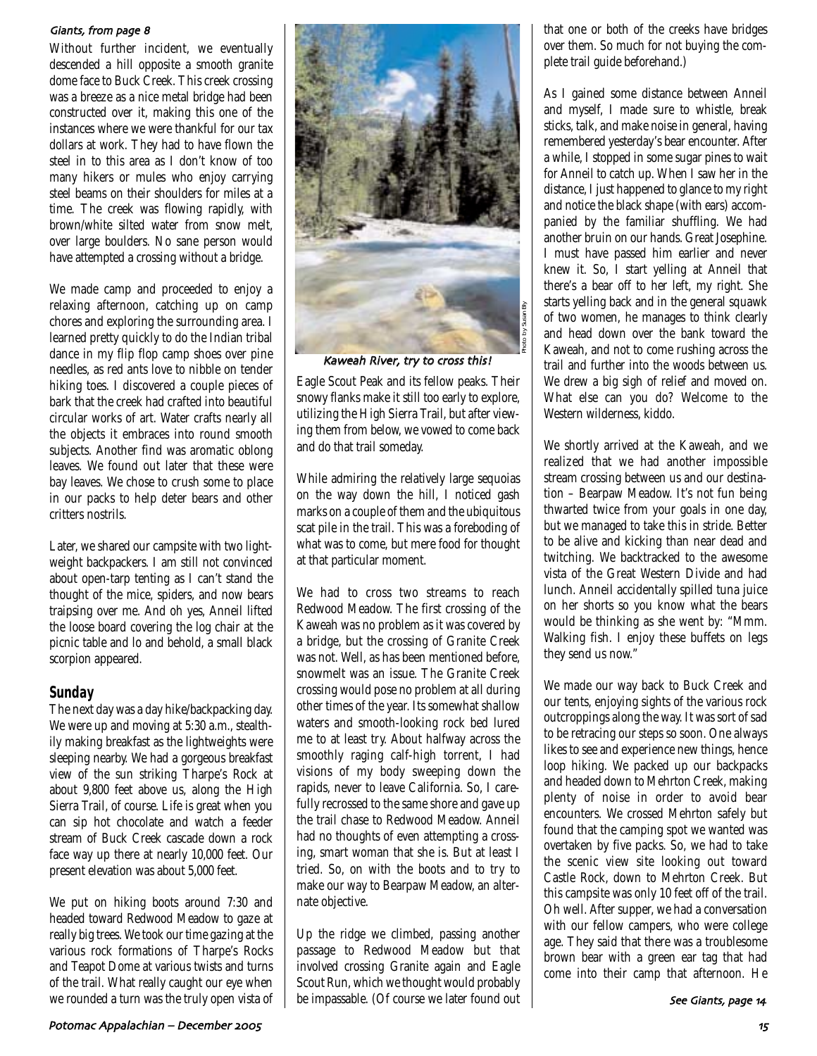*Giants, from page 8*

Without further incident, we eventually descended a hill opposite a smooth granite dome face to Buck Creek. This creek crossing was a breeze as a nice metal bridge had been constructed over it, making this one of the instances where we were thankful for our tax dollars at work. They had to have flown the steel in to this area as I don't know of too many hikers or mules who enjoy carrying steel beams on their shoulders for miles at a time. The creek was flowing rapidly, with brown/white silted water from snow melt, over large boulders. No sane person would have attempted a crossing without a bridge.

We made camp and proceeded to enjoy a relaxing afternoon, catching up on camp chores and exploring the surrounding area. I learned pretty quickly to do the Indian tribal dance in my flip flop camp shoes over pine needles, as red ants love to nibble on tender hiking toes. I discovered a couple pieces of bark that the creek had crafted into beautiful circular works of art. Water crafts nearly all the objects it embraces into round smooth subjects. Another find was aromatic oblong leaves. We found out later that these were bay leaves. We chose to crush some to place in our packs to help deter bears and other critters nostrils.

Later, we shared our campsite with two lightweight backpackers. I am still not convinced about open-tarp tenting as I can't stand the thought of the mice, spiders, and now bears traipsing over me. And oh yes, Anneil lifted the loose board covering the log chair at the picnic table and lo and behold, a small black scorpion appeared.

## Sunday

The next day was a day hike/backpacking day. We were up and moving at 5:30 a.m., stealthily making breakfast as the lightweights were sleeping nearby. We had a gorgeous breakfast view of the sun striking Tharpe's Rock at about 9,800 feet above us, along the High Sierra Trail, of course. Life is great when you can sip hot chocolate and watch a feeder stream of Buck Creek cascade down a rock face way up there at nearly 10,000 feet. Our present elevation was about 5,000 feet.

We put on hiking boots around 7:30 and headed toward Redwood Meadow to gaze at really big trees. We took our time gazing at the various rock formations of Tharpe's Rocks and Teapot Dome at various twists and turns of the trail. What really caught our eye when we rounded a turn was the truly open vista of Eagle Scout Peak and its fellow peaks. Their snowy flanks make it still too early to explore, utilizing the High Sierra Trail, but after viewing them from below, we vowed to come back and do that trail someday.

*Kaweah River, try to cross this!*

Photo by Susan Bly

While admiring the relatively large sequoias on the way down the hill, I noticed gash marks on a couple of them and the ubiquitous scat pile in the trail. This was a foreboding of what was to come, but mere food for thought at that particular moment.

We had to cross two streams to reach Redwood Meadow. The first crossing of the Kaweah was no problem as it was covered by a bridge, but the crossing of Granite Creek was not. Well, as has been mentioned before, snowmelt was an issue. The Granite Creek crossing would pose no problem at all during other times of the year. Its somewhat shallow waters and smooth-looking rock bed lured me to at least try. About halfway across the smoothly raging calf-high torrent, I had visions of my body sweeping down the rapids, never to leave California. So, I carefully recrossed to the same shore and gave up the trail chase to Redwood Meadow. Anneil had no thoughts of even attempting a crossing, smart woman that she is. But at least I tried. So, on with the boots and to try to make our way to Bearpaw Meadow, an alternate objective.

Up the ridge we climbed, passing another passage to Redwood Meadow but that involved crossing Granite again and Eagle Scout Run, which we thought would probably be impassable. (Of course we later found out that one or both of the creeks have bridges over them. So much for not buying the complete trail guide beforehand.)

As I gained some distance between Anneil and myself, I made sure to whistle, break sticks, talk, and make noise in general, having remembered yesterday's bear encounter. After a while, I stopped in some sugar pines to wait for Anneil to catch up. When I saw her in the distance, I just happened to glance to my right and notice the black shape (with ears) accompanied by the familiar shuffling. We had another bruin on our hands. Great Josephine. I must have passed him earlier and never knew it. So, I start yelling at Anneil that there's a bear off to her left, my right. She starts yelling back and in the general squawk of two women, he manages to think clearly and head down over the bank toward the Kaweah, and not to come rushing across the trail and further into the woods between us. We drew a big sigh of relief and moved on. What else can you do? Welcome to the Western wilderness, kiddo.

We shortly arrived at the Kaweah, and we realized that we had another impossible stream crossing between us and our destination – Bearpaw Meadow. It's not fun being thwarted twice from your goals in one day, but we managed to take this in stride. Better to be alive and kicking than near dead and twitching. We backtracked to the awesome vista of the Great Western Divide and had lunch. Anneil accidentally spilled tuna juice on her shorts so you know what the bears would be thinking as she went by: "Mmm. Walking fish. I enjoy these buffets on legs they send us now."

We made our way back to Buck Creek and our tents, enjoying sights of the various rock outcroppings along the way. It was sort of sad to be retracing our steps so soon. One always likes to see and experience new things, hence loop hiking. We packed up our backpacks and headed down to Mehrton Creek, making plenty of noise in order to avoid bear encounters. We crossed Mehrton safely but found that the camping spot we wanted was overtaken by five packs. So, we had to take the scenic view site looking out toward Castle Rock, down to Mehrton Creek. But this campsite was only 10 feet off of the trail. Oh well. After supper, we had a conversation with our fellow campers, who were college age. They said that there was a troublesome brown bear with a green ear tag that had come into their camp that afternoon. He

*See Giants, page 14*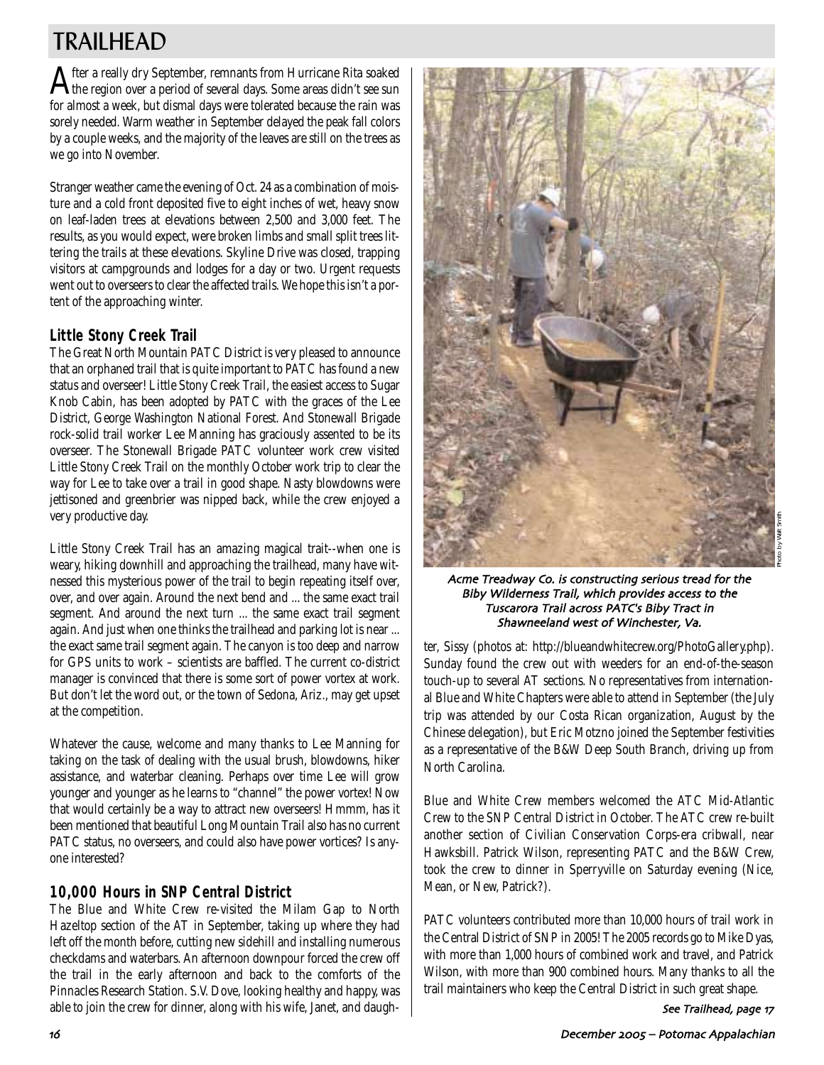# TRAILHEAD

After a really dry September, remnants from Hurricane Rita soaked the region over a period of several days. Some areas didn't see sun for almost a week, but dismal days were tolerated because the rain was sorely needed. Warm weather in September delayed the peak fall colors by a couple weeks, and the majority of the leaves are still on the trees as we go into November.

Stranger weather came the evening of Oct. 24 as a combination of moisture and a cold front deposited five to eight inches of wet, heavy snow on leaf-laden trees at elevations between 2,500 and 3,000 feet. The results, as you would expect, were broken limbs and small split trees littering the trails at these elevations. Skyline Drive was closed, trapping visitors at campgrounds and lodges for a day or two. Urgent requests went out to overseers to clear the affected trails. We hope this isn't a portent of the approaching winter.

## Little Stony Creek Trail

The Great North Mountain PATC District is very pleased to announce that an orphaned trail that is quite important to PATC has found a new status and overseer! Little Stony Creek Trail, the easiest access to Sugar Knob Cabin, has been adopted by PATC with the graces of the Lee District, George Washington National Forest. And Stonewall Brigade rock-solid trail worker Lee Manning has graciously assented to be its overseer. The Stonewall Brigade PATC volunteer work crew visited Little Stony Creek Trail on the monthly October work trip to clear the way for Lee to take over a trail in good shape. Nasty blowdowns were jettisoned and greenbrier was nipped back, while the crew enjoyed a very productive day.

Little Stony Creek Trail has an amazing magical trait--when one is weary, hiking downhill and approaching the trailhead, many have witnessed this mysterious power of the trail to begin repeating itself over, over, and over again. Around the next bend and ... the same exact trail segment. And around the next turn ... the same exact trail segment again. And just when one thinks the trailhead and parking lot is near ... the exact same trail segment again. The canyon is too deep and narrow for GPS units to work – scientists are baffled. The current co-district manager is convinced that there is some sort of power vortex at work. But don't let the word out, or the town of Sedona, Ariz., may get upset at the competition.

Whatever the cause, welcome and many thanks to Lee Manning for taking on the task of dealing with the usual brush, blowdowns, hiker assistance, and waterbar cleaning. Perhaps over time Lee will grow younger and younger as he learns to "channel" the power vortex! Now that would certainly be a way to attract new overseers! Hmmm, has it been mentioned that beautiful Long Mountain Trail also has no current PATC status, no overseers, and could also have power vortices? Is anyone interested?

## 10,000 Hours in SNP Central District

The Blue and White Crew re-visited the Milam Gap to North Hazeltop section of the AT in September, taking up where they had left off the month before, cutting new sidehill and installing numerous checkdams and waterbars. An afternoon downpour forced the crew off the trail in the early afternoon and back to the comforts of the Pinnacles Research Station. S.V. Dove, looking healthy and happy, was able to join the crew for dinner, along with his wife, Janet, and daughter, Sissy (photos at: http://blueandwhitecrew.org/PhotoGallery.php). Sunday found the crew out with weeders for an end-of-the-season touch-up to several AT sections. No representatives from international Blue and White Chapters were able to attend in September (the July trip was attended by our Costa Rican organization, August by the Chinese delegation), but Eric Motzno joined the September festivities as a representative of the B&W Deep South Branch, driving up from North Carolina.

Photo by Walt Smith

*Acme Treadway Co. is constructing serious tread for the Biby Wilderness Trail, which provides access to the Tuscarora Trail across PATC's Biby Tract in Shawneeland west of Winchester, Va.*

Blue and White Crew members welcomed the ATC Mid-Atlantic Crew to the SNP Central District in October. The ATC crew re-built another section of Civilian Conservation Corps-era cribwall, near Hawksbill. Patrick Wilson, representing PATC and the B&W Crew, took the crew to dinner in Sperryville on Saturday evening (Nice, Mean, or New, Patrick?).

PATC volunteers contributed more than 10,000 hours of trail work in the Central District of SNP in 2005! The 2005 records go to Mike Dyas, with more than 1,000 hours of combined work and travel, and Patrick Wilson, with more than 900 combined hours. Many thanks to all the trail maintainers who keep the Central District in such great shape.

*See Trailhead, page 17*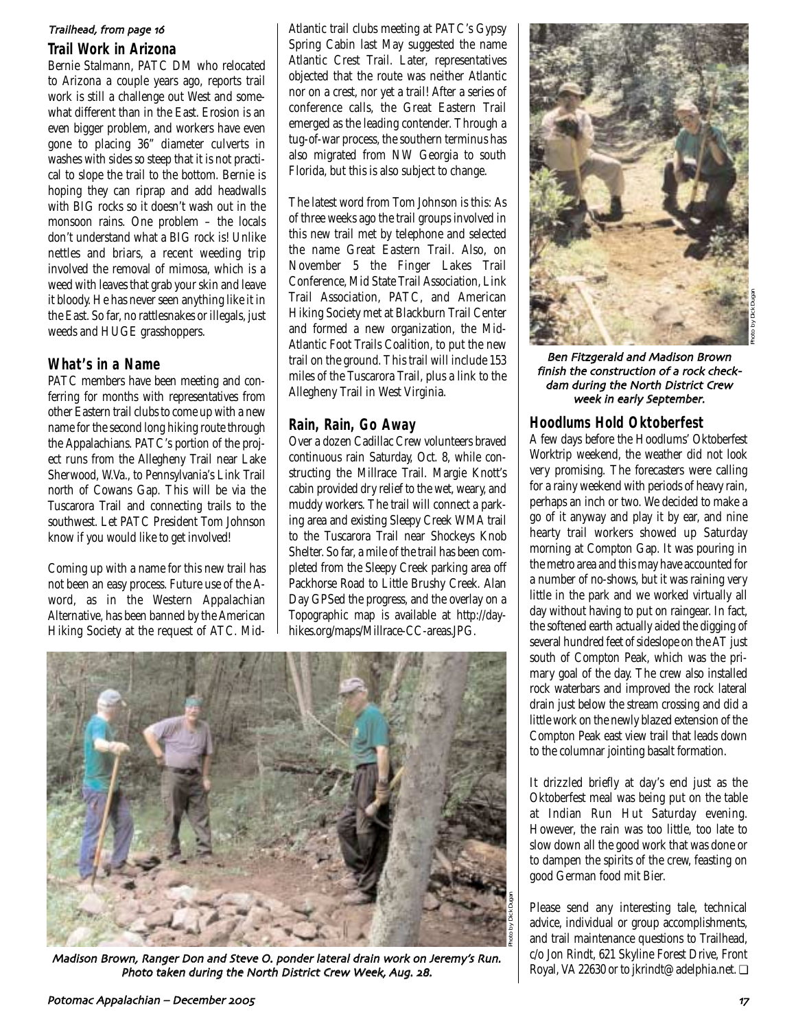*Trailhead, from page 16*

## Trail Work in Arizona

Bernie Stalmann, PATC DM who relocated to Arizona a couple years ago, reports trail work is still a challenge out West and somewhat different than in the East. Erosion is an even bigger problem, and workers have even gone to placing 36" diameter culverts in washes with sides so steep that it is not practical to slope the trail to the bottom. Bernie is hoping they can riprap and add headwalls with BIG rocks so it doesn't wash out in the monsoon rains. One problem – the locals don't understand what a BIG rock is! Unlike nettles and briars, a recent weeding trip involved the removal of mimosa, which is a weed with leaves that grab your skin and leave it bloody. He has never seen anything like it in the East. So far, no rattlesnakes or illegals, just weeds and HUGE grasshoppers.

## What's in a Name

PATC members have been meeting and conferring for months with representatives from other Eastern trail clubs to come up with a new name for the second long hiking route through the Appalachians. PATC's portion of the project runs from the Allegheny Trail near Lake Sherwood, W.Va., to Pennsylvania's Link Trail north of Cowans Gap. This will be via the Tuscarora Trail and connecting trails to the southwest. Let PATC President Tom Johnson know if you would like to get involved!

Coming up with a name for this new trail has not been an easy process. Future use of the A-word, as in the Western Appalachian Alternative, has been banned by the American Hiking Society at the request of ATC. Mid-Atlantic trail clubs meeting at PATC's Gypsy Spring Cabin last May suggested the name Atlantic Crest Trail. Later, representatives objected that the route was neither Atlantic nor on a crest, nor yet a trail! After a series of conference calls, the Great Eastern Trail emerged as the leading contender. Through a tug-of-war process, the southern terminus has also migrated from NW Georgia to south Florida, but this is also subject to change.

The latest word from Tom Johnson is this: As of three weeks ago the trail groups involved in this new trail met by telephone and selected the name Great Eastern Trail. Also, on November 5 the Finger Lakes Trail Conference, Mid State Trail Association, Link Trail Association, PATC, and American Hiking Society met at Blackburn Trail Center and formed a new organization, the Mid-Atlantic Foot Trails Coalition, to put the new trail on the ground. This trail will include 153 miles of the Tuscarora Trail, plus a link to the Allegheny Trail in West Virginia.

## Rain, Rain, Go Away

Over a dozen Cadillac Crew volunteers braved continuous rain Saturday, Oct. 8, while constructing the Millrace Trail. Margie Knott's cabin provided dry relief to the wet, weary, and muddy workers. The trail will connect a parking area and existing Sleepy Creek WMA trail to the Tuscarora Trail near Shockeys Knob Shelter. So far, a mile of the trail has been completed from the Sleepy Creek parking area off Packhorse Road to Little Brushy Creek. Alan Day GPSed the progress, and the overlay on a Topographic map is available at http://dayhikes.org/maps/Millrace-CC-areas.JPG.

*Madison Brown, Ranger Don and Steve O. ponder lateral drain work on Jeremy's Run. Photo taken during the North District Crew Week, Aug. 28.*

Photo by Dick Dugan

*Ben Fitzgerald and Madison Brown finish the construction of a rock check-dam during the North District Crew week in early September.*

Photo by Dick Dugan

## Hoodlums Hold Oktoberfest

A few days before the Hoodlums' Oktoberfest Worktrip weekend, the weather did not look very promising. The forecasters were calling for a rainy weekend with periods of heavy rain, perhaps an inch or two. We decided to make a go of it anyway and play it by ear, and nine hearty trail workers showed up Saturday morning at Compton Gap. It was pouring in the metro area and this may have accounted for a number of no-shows, but it was raining very little in the park and we worked virtually all day without having to put on raingear. In fact, the softened earth actually aided the digging of several hundred feet of sideslope on the AT just south of Compton Peak, which was the primary goal of the day. The crew also installed rock waterbars and improved the rock lateral drain just below the stream crossing and did a little work on the newly blazed extension of the Compton Peak east view trail that leads down to the columnar jointing basalt formation.

It drizzled briefly at day's end just as the Oktoberfest meal was being put on the table at Indian Run Hut Saturday evening. However, the rain was too little, too late to slow down all the good work that was done or to dampen the spirits of the crew, feasting on good German food mit Bier.

Please send any interesting tale, technical advice, individual or group accomplishments, and trail maintenance questions to Trailhead, c/o Jon Rindt, 621 Skyline Forest Drive, Front Royal, VA 22630 or to jkrindt@adelphia.net. ❑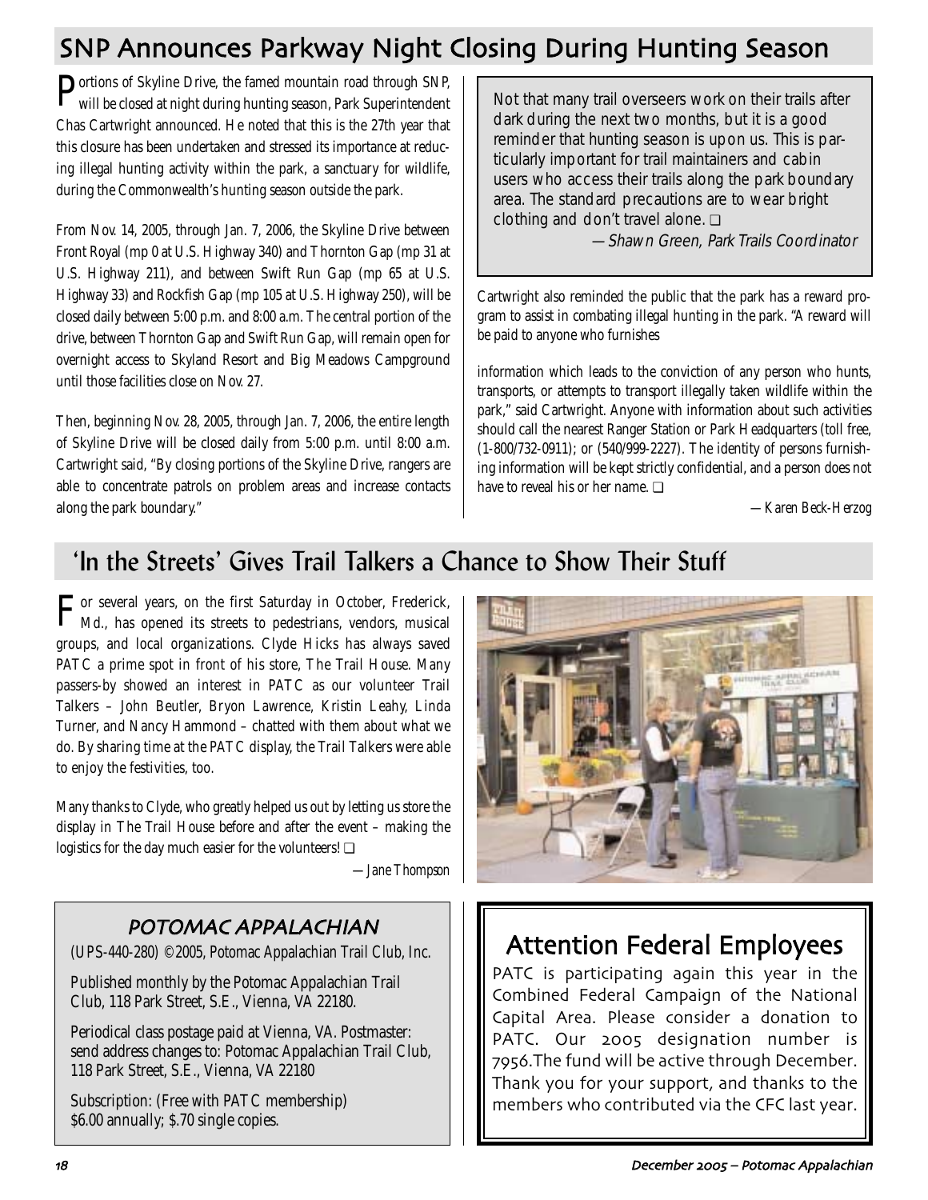# SNP Announces Parkway Night Closing During Hunting Season

Portions of Skyline Drive, the famed mountain road through SNP, will be closed at night during hunting season, Park Superintendent Chas Cartwright announced. He noted that this is the 27th year that this closure has been undertaken and stressed its importance at reducing illegal hunting activity within the park, a sanctuary for wildlife, during the Commonwealth's hunting season outside the park.

From Nov. 14, 2005, through Jan. 7, 2006, the Skyline Drive between Front Royal (mp 0 at U.S. Highway 340) and Thornton Gap (mp 31 at U.S. Highway 211), and between Swift Run Gap (mp 65 at U.S. Highway 33) and Rockfish Gap (mp 105 at U.S. Highway 250), will be closed daily between 5:00 p.m. and 8:00 a.m. The central portion of the drive, between Thornton Gap and Swift Run Gap, will remain open for overnight access to Skyland Resort and Big Meadows Campground until those facilities close on Nov. 27.

Then, beginning Nov. 28, 2005, through Jan. 7, 2006, the entire length of Skyline Drive will be closed daily from 5:00 p.m. until 8:00 a.m. Cartwright said, "By closing portions of the Skyline Drive, rangers are able to concentrate patrols on problem areas and increase contacts along the park boundary."

> Not that many trail overseers work on their trails after dark during the next two months, but it is a good reminder that hunting season is upon us. This is particularly important for trail maintainers and cabin users who access their trails along the park boundary area. The standard precautions are to wear bright clothing and don't travel alone. ❑
>
> *—Shawn Green, Park Trails Coordinator*

Cartwright also reminded the public that the park has a reward program to assist in combating illegal hunting in the park. "A reward will be paid to anyone who furnishes information which leads to the conviction of any person who hunts, transports, or attempts to transport illegally taken wildlife within the park," said Cartwright. Anyone with information about such activities should call the nearest Ranger Station or Park Headquarters (toll free, (1-800/732-0911); or (540/999-2227). The identity of persons furnishing information will be kept strictly confidential, and a person does not have to reveal his or her name. ❑

*—Karen Beck-Herzog*

# 'In the Streets' Gives Trail Talkers a Chance to Show Their Stuff

For several years, on the first Saturday in October, Frederick, Md., has opened its streets to pedestrians, vendors, musical groups, and local organizations. Clyde Hicks has always saved PATC a prime spot in front of his store, The Trail House. Many passers-by showed an interest in PATC as our volunteer Trail Talkers – John Beutler, Bryon Lawrence, Kristin Leahy, Linda Turner, and Nancy Hammond – chatted with them about what we do. By sharing time at the PATC display, the Trail Talkers were able to enjoy the festivities, too.

Many thanks to Clyde, who greatly helped us out by letting us store the display in The Trail House before and after the event – making the logistics for the day much easier for the volunteers! ❑

*—Jane Thompson*

## POTOMAC APPALACHIAN

(UPS-440-280) ©2005, Potomac Appalachian Trail Club, Inc.

Published monthly by the Potomac Appalachian Trail Club, 118 Park Street, S.E., Vienna, VA 22180.

Periodical class postage paid at Vienna, VA. Postmaster: send address changes to: Potomac Appalachian Trail Club, 118 Park Street, S.E., Vienna, VA 22180

Subscription: (Free with PATC membership) \$6.00 annually; \$.70 single copies.

## Attention Federal Employees

PATC is participating again this year in the Combined Federal Campaign of the National Capital Area. Please consider a donation to PATC. Our 2005 designation number is 7956.The fund will be active through December. Thank you for your support, and thanks to the members who contributed via the CFC last year.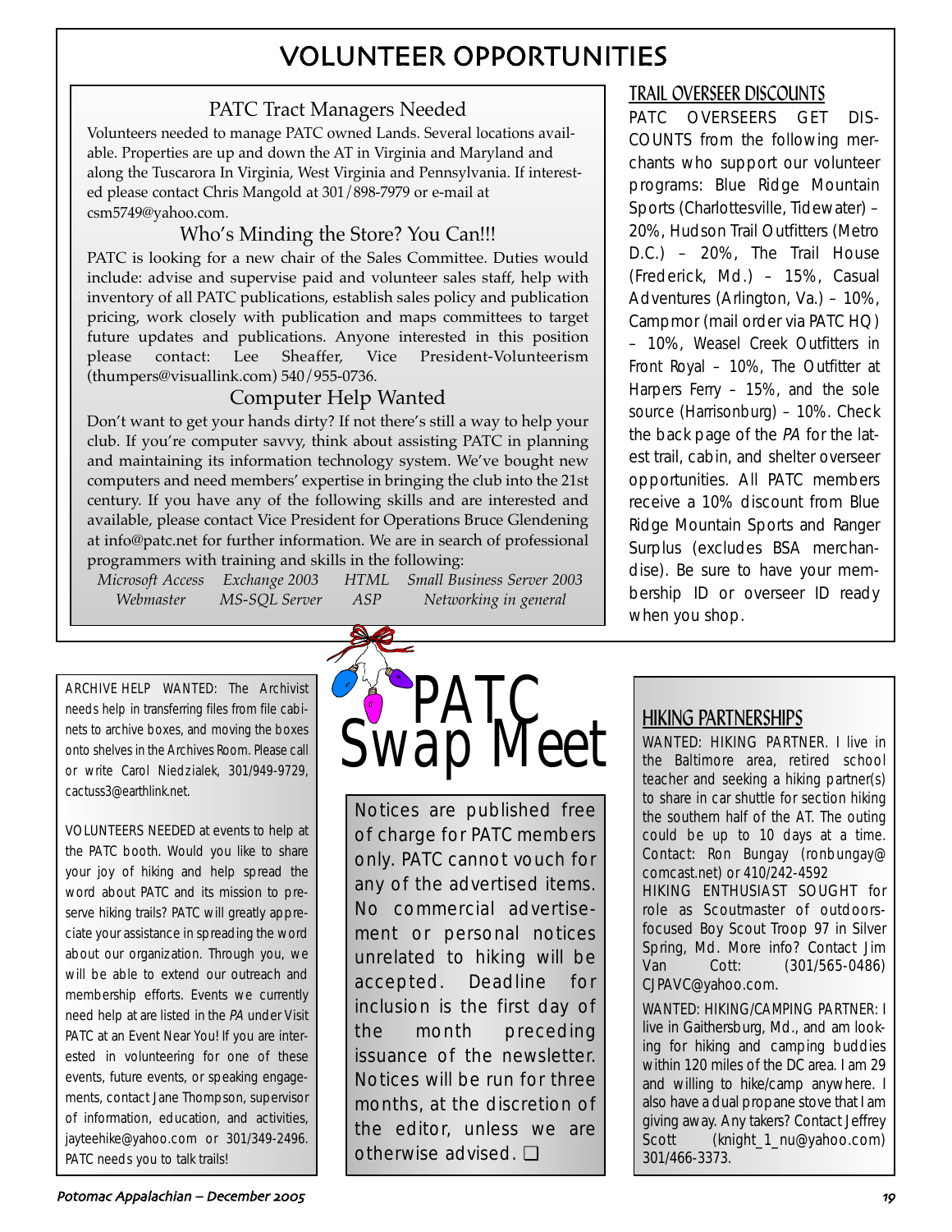# VOLUNTEER OPPORTUNITIES

## PATC Tract Managers Needed

Volunteers needed to manage PATC owned Lands. Several locations available. Properties are up and down the AT in Virginia and Maryland and along the Tuscarora In Virginia, West Virginia and Pennsylvania. If interested please contact Chris Mangold at 301/898-7979 or e-mail at csm5749@yahoo.com.

## Who's Minding the Store? You Can!!!

PATC is looking for a new chair of the Sales Committee. Duties would include: advise and supervise paid and volunteer sales staff, help with inventory of all PATC publications, establish sales policy and publication pricing, work closely with publication and maps committees to target future updates and publications. Anyone interested in this position please contact: Lee Sheaffer, Vice President-Volunteerism (thumpers@visuallink.com) 540/955-0736.

## Computer Help Wanted

Don't want to get your hands dirty? If not there's still a way to help your club. If you're computer savvy, think about assisting PATC in planning and maintaining its information technology system. We've bought new computers and need members' expertise in bringing the club into the 21st century. If you have any of the following skills and are interested and available, please contact Vice President for Operations Bruce Glendening at info@patc.net for further information. We are in search of professional programmers with training and skills in the following:

*Microsoft Access* *Exchange 2003* *HTML* *Small Business Server 2003*
*Webmaster* *MS-SQL Server* *ASP* *Networking in general*

## TRAIL OVERSEER DISCOUNTS

PATC OVERSEERS GET DISCOUNTS from the following merchants who support our volunteer programs: Blue Ridge Mountain Sports (Charlottesville, Tidewater) – 20%, Hudson Trail Outfitters (Metro D.C.) – 20%, The Trail House (Frederick, Md.) – 15%, Casual Adventures (Arlington, Va.) – 10%, Campmor (mail order via PATC HQ) – 10%, Weasel Creek Outfitters in Front Royal – 10%, The Outfitter at Harpers Ferry – 15%, and the sole source (Harrisonburg) – 10%. Check the back page of the *PA* for the latest trail, cabin, and shelter overseer opportunities. All PATC members receive a 10% discount from Blue Ridge Mountain Sports and Ranger Surplus (excludes BSA merchandise). Be sure to have your membership ID or overseer ID ready when you shop.

ARCHIVE HELP WANTED: The Archivist needs help in transferring files from file cabinets to archive boxes, and moving the boxes onto shelves in the Archives Room. Please call or write Carol Niedzialek, 301/949-9729, cactuss3@earthlink.net.

VOLUNTEERS NEEDED at events to help at the PATC booth. Would you like to share your joy of hiking and help spread the word about PATC and its mission to preserve hiking trails? PATC will greatly appreciate your assistance in spreading the word about our organization. Through you, we will be able to extend our outreach and membership efforts. Events we currently need help at are listed in the *PA* under Visit PATC at an Event Near You! If you are interested in volunteering for one of these events, future events, or speaking engagements, contact Jane Thompson, supervisor of information, education, and activities, jayteehike@yahoo.com or 301/349-2496. PATC needs you to talk trails!

# PATC Swap Meet

Notices are published free of charge for PATC members only. PATC cannot vouch for any of the advertised items. No commercial advertisement or personal notices unrelated to hiking will be accepted. Deadline for inclusion is the first day of the month preceding issuance of the newsletter. Notices will be run for three months, at the discretion of the editor, unless we are otherwise advised. ❑

## HIKING PARTNERSHIPS

WANTED: HIKING PARTNER. I live in the Baltimore area, retired school teacher and seeking a hiking partner(s) to share in car shuttle for section hiking the southern half of the AT. The outing could be up to 10 days at a time. Contact: Ron Bungay (ronbungay@comcast.net) or 410/242-4592

HIKING ENTHUSIAST SOUGHT for role as Scoutmaster of outdoors-focused Boy Scout Troop 97 in Silver Spring, Md. More info? Contact Jim Van Cott: (301/565-0486) CJPAVC@yahoo.com.

WANTED: HIKING/CAMPING PARTNER: I live in Gaithersburg, Md., and am looking for hiking and camping buddies within 120 miles of the DC area. I am 29 and willing to hike/camp anywhere. I also have a dual propane stove that I am giving away. Any takers? Contact Jeffrey Scott (knight_1_nu@yahoo.com) 301/466-3373.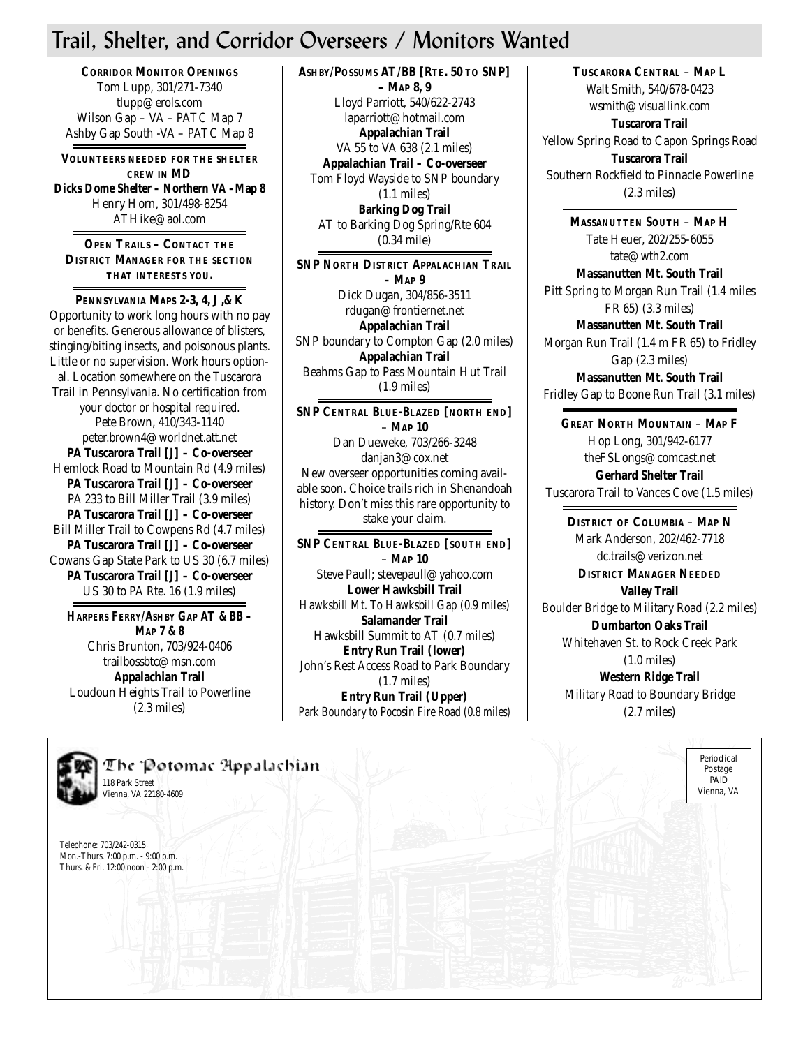# Trail, Shelter, and Corridor Overseers / Monitors Wanted

**CORRIDOR MONITOR OPENINGS**
Tom Lupp, 301/271-7340
tlupp@erols.com
Wilson Gap – VA – PATC Map 7
Ashby Gap South -VA – PATC Map 8

**VOLUNTEERS NEEDED FOR THE SHELTER CREW IN MD**
**Dicks Dome Shelter – Northern VA –Map 8**
Henry Horn, 301/498-8254
ATHike@aol.com

**OPEN TRAILS – CONTACT THE DISTRICT MANAGER FOR THE SECTION THAT INTERESTS YOU.**

**PENNSYLVANIA MAPS 2-3, 4, J ,& K**
Opportunity to work long hours with no pay or benefits. Generous allowance of blisters, stinging/biting insects, and poisonous plants. Little or no supervision. Work hours optional. Location somewhere on the Tuscarora Trail in Pennsylvania. No certification from your doctor or hospital required.
Pete Brown, 410/343-1140
peter.brown4@worldnet.att.net
**PA Tuscarora Trail [J] – Co-overseer**
Hemlock Road to Mountain Rd (4.9 miles)
**PA Tuscarora Trail [J] – Co-overseer**
PA 233 to Bill Miller Trail (3.9 miles)
**PA Tuscarora Trail [J] – Co-overseer**
Bill Miller Trail to Cowpens Rd (4.7 miles)
**PA Tuscarora Trail [J] – Co-overseer**
Cowans Gap State Park to US 30 (6.7 miles)
**PA Tuscarora Trail [J] – Co-overseer**
US 30 to PA Rte. 16 (1.9 miles)

**HARPERS FERRY/ASHBY GAP AT & BB – MAP 7 & 8**
Chris Brunton, 703/924-0406
trailbossbtc@msn.com
**Appalachian Trail**
Loudoun Heights Trail to Powerline (2.3 miles)

**ASHBY/POSSUMS AT/BB [RTE. 50 TO SNP] – MAP 8, 9**
Lloyd Parriott, 540/622-2743
laparriott@hotmail.com
**Appalachian Trail**
VA 55 to VA 638 (2.1 miles)
**Appalachian Trail – Co-overseer**
Tom Floyd Wayside to SNP boundary (1.1 miles)
**Barking Dog Trail**
AT to Barking Dog Spring/Rte 604 (0.34 mile)

**SNP NORTH DISTRICT APPALACHIAN TRAIL – MAP 9**
Dick Dugan, 304/856-3511
rdugan@frontiernet.net
**Appalachian Trail**
SNP boundary to Compton Gap (2.0 miles)
**Appalachian Trail**
Beahms Gap to Pass Mountain Hut Trail (1.9 miles)

**SNP CENTRAL BLUE-BLAZED [NORTH END] – MAP 10**
Dan Dueweke, 703/266-3248
danjan3@cox.net
New overseer opportunities coming available soon. Choice trails rich in Shenandoah history. Don't miss this rare opportunity to stake your claim.

**SNP CENTRAL BLUE-BLAZED [SOUTH END] – MAP 10**
Steve Paull; stevepaull@yahoo.com
**Lower Hawksbill Trail**
Hawksbill Mt. To Hawksbill Gap (0.9 miles)
**Salamander Trail**
Hawksbill Summit to AT (0.7 miles)
**Entry Run Trail (lower)**
John's Rest Access Road to Park Boundary (1.7 miles)
**Entry Run Trail (Upper)**
Park Boundary to Pocosin Fire Road (0.8 miles)

**TUSCARORA CENTRAL – MAP L**
Walt Smith, 540/678-0423
wsmith@visuallink.com
**Tuscarora Trail**
Yellow Spring Road to Capon Springs Road
**Tuscarora Trail**
Southern Rockfield to Pinnacle Powerline (2.3 miles)

**MASSANUTTEN SOUTH – MAP H**
Tate Heuer, 202/255-6055
tate@wth2.com
**Massanutten Mt. South Trail**
Pitt Spring to Morgan Run Trail (1.4 miles FR 65) (3.3 miles)
**Massanutten Mt. South Trail**
Morgan Run Trail (1.4 m FR 65) to Fridley Gap (2.3 miles)
**Massanutten Mt. South Trail**
Fridley Gap to Boone Run Trail (3.1 miles)

**GREAT NORTH MOUNTAIN – MAP F**
Hop Long, 301/942-6177
theFSLongs@comcast.net
**Gerhard Shelter Trail**
Tuscarora Trail to Vances Cove (1.5 miles)

**DISTRICT OF COLUMBIA – MAP N**
Mark Anderson, 202/462-7718
dc.trails@verizon.net
**DISTRICT MANAGER NEEDED**
**Valley Trail**
Boulder Bridge to Military Road (2.2 miles)
**Dumbarton Oaks Trail**
Whitehaven St. to Rock Creek Park (1.0 miles)
**Western Ridge Trail**
Military Road to Boundary Bridge (2.7 miles)

The Potomac Appalachian
118 Park Street
Vienna, VA 22180-4609

Periodical Postage PAID Vienna, VA

Telephone: 703/242-0315
Mon.-Thurs. 7:00 p.m. - 9:00 p.m.
Thurs. & Fri. 12:00 noon - 2:00 p.m.